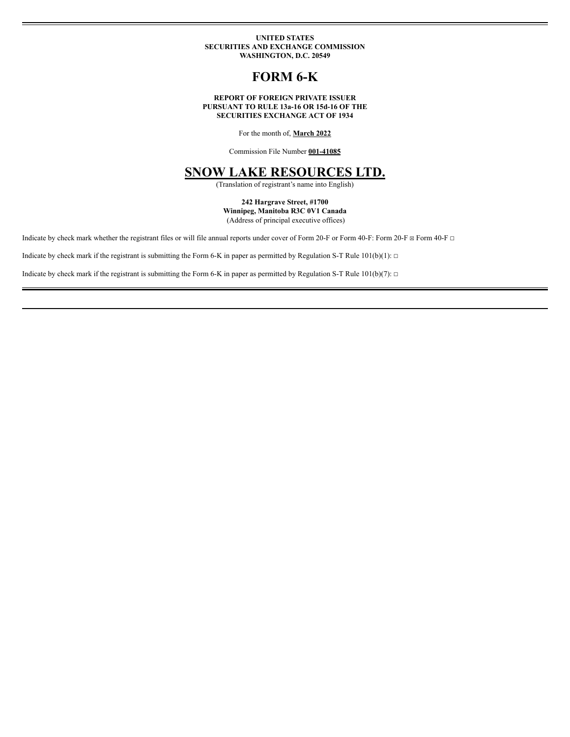**UNITED STATES**
**SECURITIES AND EXCHANGE COMMISSION**
**WASHINGTON, D.C. 20549**

# FORM 6-K

**REPORT OF FOREIGN PRIVATE ISSUER**
**PURSUANT TO RULE 13a-16 OR 15d-16 OF THE**
**SECURITIES EXCHANGE ACT OF 1934**

For the month of, **March 2022**

Commission File Number **001-41085**

# SNOW LAKE RESOURCES LTD.

(Translation of registrant's name into English)

**242 Hargrave Street, #1700**
**Winnipeg, Manitoba R3C 0V1 Canada**
(Address of principal executive offices)

Indicate by check mark whether the registrant files or will file annual reports under cover of Form 20-F or Form 40-F: Form 20-F ☒ Form 40-F ☐

Indicate by check mark if the registrant is submitting the Form 6-K in paper as permitted by Regulation S-T Rule 101(b)(1): ☐

Indicate by check mark if the registrant is submitting the Form 6-K in paper as permitted by Regulation S-T Rule 101(b)(7): ☐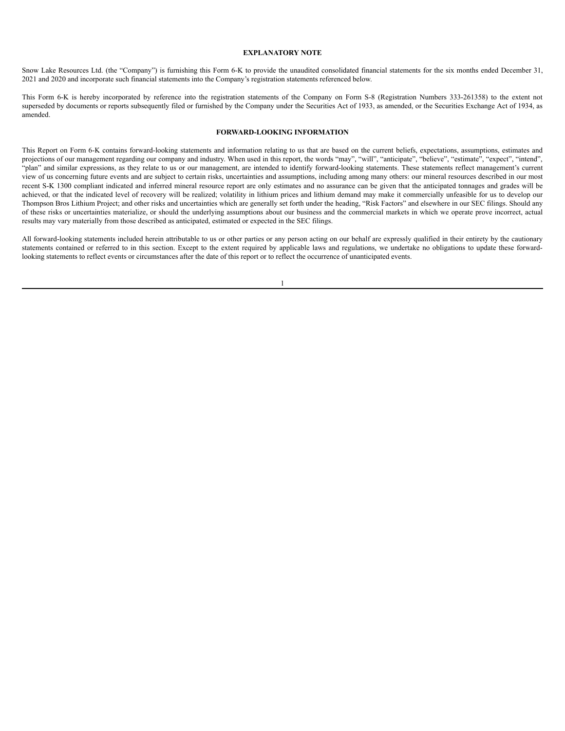## EXPLANATORY NOTE

Snow Lake Resources Ltd. (the "Company") is furnishing this Form 6-K to provide the unaudited consolidated financial statements for the six months ended December 31, 2021 and 2020 and incorporate such financial statements into the Company's registration statements referenced below.

This Form 6-K is hereby incorporated by reference into the registration statements of the Company on Form S-8 (Registration Numbers 333-261358) to the extent not superseded by documents or reports subsequently filed or furnished by the Company under the Securities Act of 1933, as amended, or the Securities Exchange Act of 1934, as amended.

## FORWARD-LOOKING INFORMATION

This Report on Form 6-K contains forward-looking statements and information relating to us that are based on the current beliefs, expectations, assumptions, estimates and projections of our management regarding our company and industry. When used in this report, the words "may", "will", "anticipate", "believe", "estimate", "expect", "intend", "plan" and similar expressions, as they relate to us or our management, are intended to identify forward-looking statements. These statements reflect management's current view of us concerning future events and are subject to certain risks, uncertainties and assumptions, including among many others: our mineral resources described in our most recent S-K 1300 compliant indicated and inferred mineral resource report are only estimates and no assurance can be given that the anticipated tonnages and grades will be achieved, or that the indicated level of recovery will be realized; volatility in lithium prices and lithium demand may make it commercially unfeasible for us to develop our Thompson Bros Lithium Project; and other risks and uncertainties which are generally set forth under the heading, "Risk Factors" and elsewhere in our SEC filings. Should any of these risks or uncertainties materialize, or should the underlying assumptions about our business and the commercial markets in which we operate prove incorrect, actual results may vary materially from those described as anticipated, estimated or expected in the SEC filings.

All forward-looking statements included herein attributable to us or other parties or any person acting on our behalf are expressly qualified in their entirety by the cautionary statements contained or referred to in this section. Except to the extent required by applicable laws and regulations, we undertake no obligations to update these forward-looking statements to reflect events or circumstances after the date of this report or to reflect the occurrence of unanticipated events.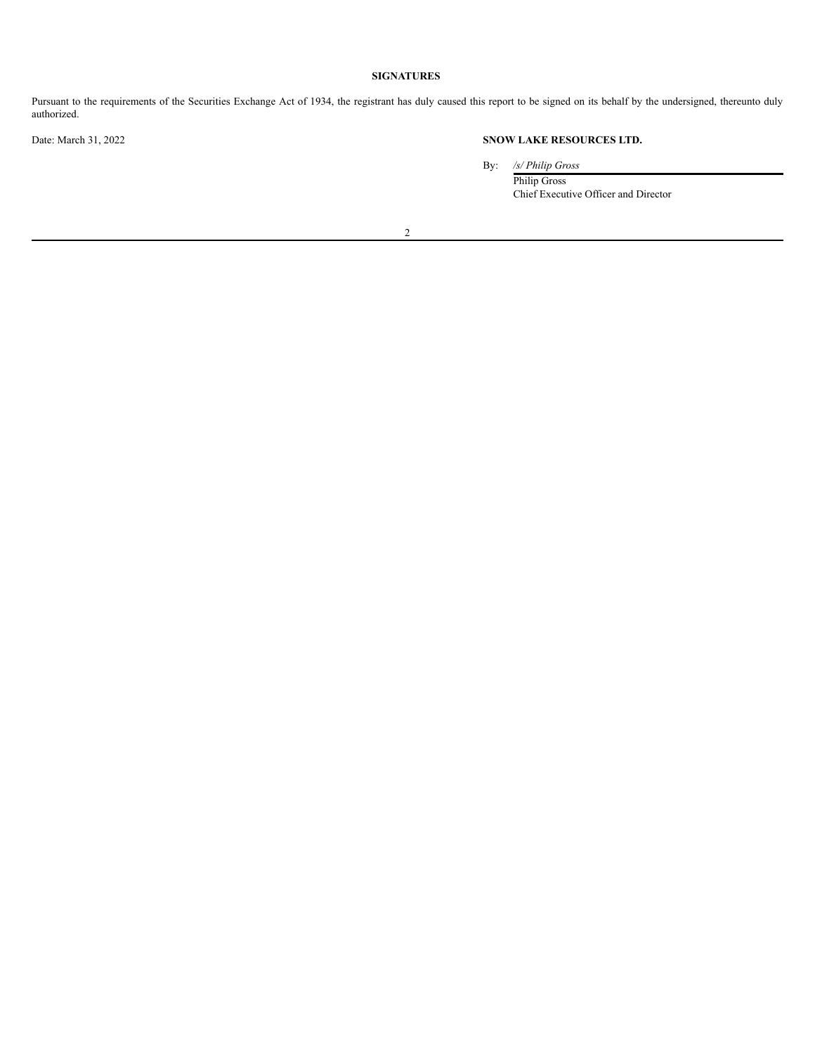**SIGNATURES**

Pursuant to the requirements of the Securities Exchange Act of 1934, the registrant has duly caused this report to be signed on its behalf by the undersigned, thereunto duly authorized.

Date: March 31, 2022

**SNOW LAKE RESOURCES LTD.**

By: */s/ Philip Gross*

Philip Gross
Chief Executive Officer and Director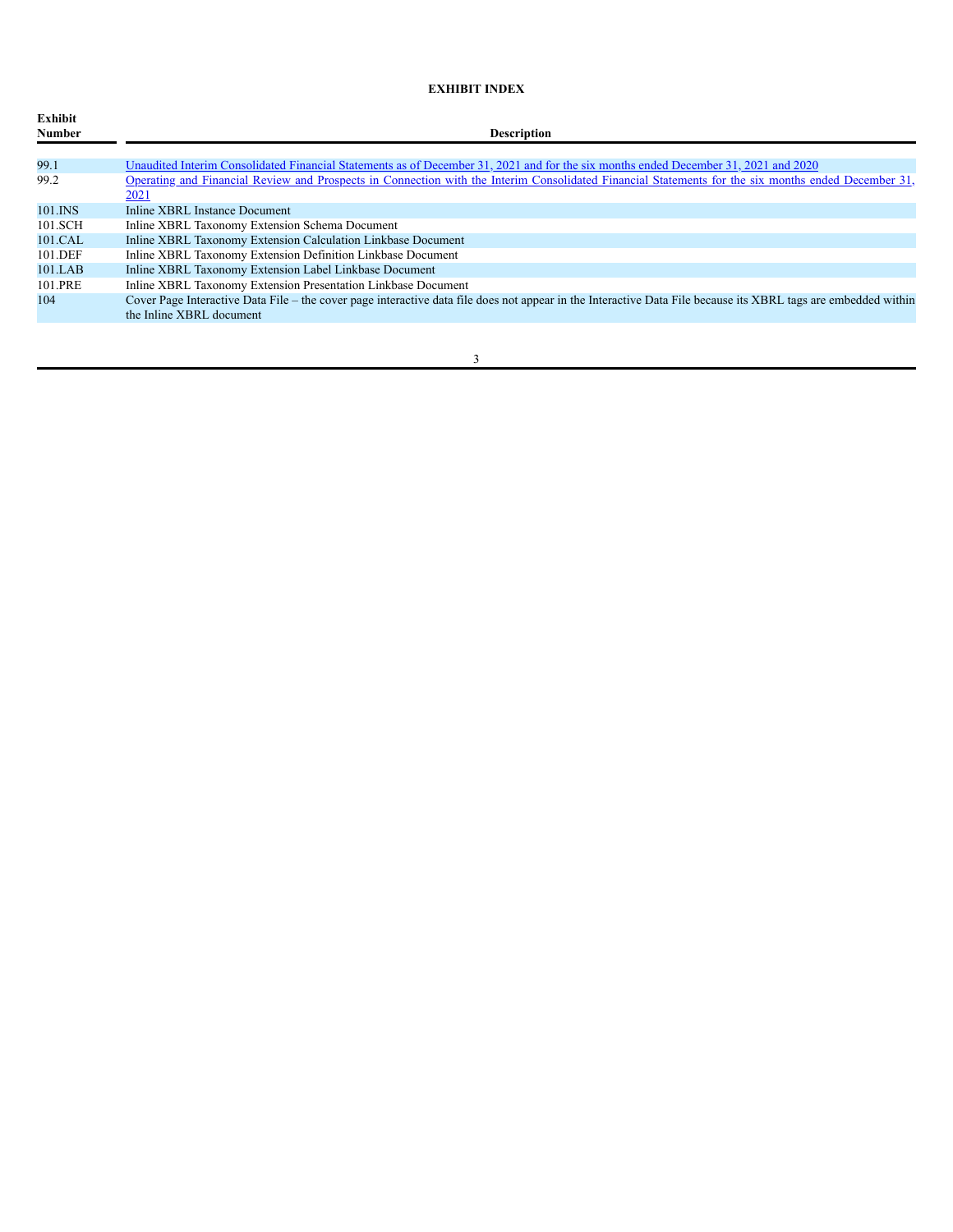**EXHIBIT INDEX**

| Exhibit Number | Description |
| --- | --- |
| 99.1 | Unaudited Interim Consolidated Financial Statements as of December 31, 2021 and for the six months ended December 31, 2021 and 2020 |
| 99.2 | Operating and Financial Review and Prospects in Connection with the Interim Consolidated Financial Statements for the six months ended December 31, 2021 |
| 101.INS | Inline XBRL Instance Document |
| 101.SCH | Inline XBRL Taxonomy Extension Schema Document |
| 101.CAL | Inline XBRL Taxonomy Extension Calculation Linkbase Document |
| 101.DEF | Inline XBRL Taxonomy Extension Definition Linkbase Document |
| 101.LAB | Inline XBRL Taxonomy Extension Label Linkbase Document |
| 101.PRE | Inline XBRL Taxonomy Extension Presentation Linkbase Document |
| 104 | Cover Page Interactive Data File – the cover page interactive data file does not appear in the Interactive Data File because its XBRL tags are embedded within the Inline XBRL document |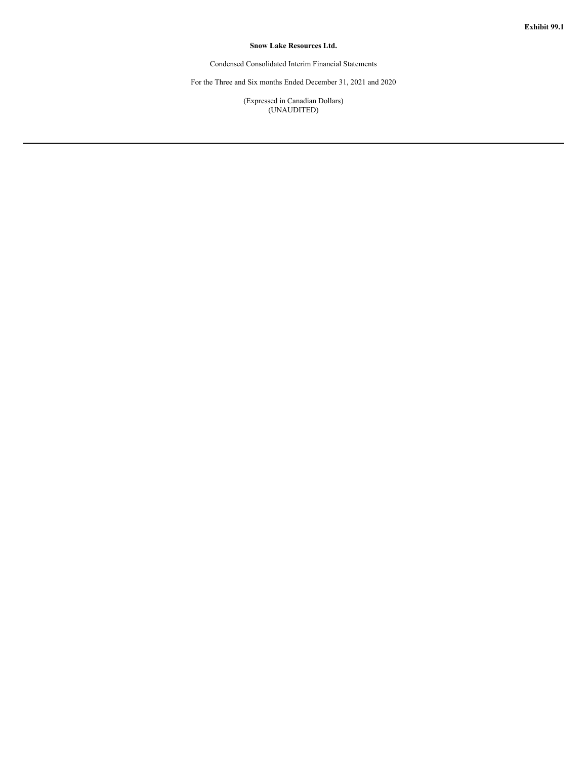**Exhibit 99.1**

# Snow Lake Resources Ltd.

Condensed Consolidated Interim Financial Statements

For the Three and Six months Ended December 31, 2021 and 2020

(Expressed in Canadian Dollars)
(UNAUDITED)

---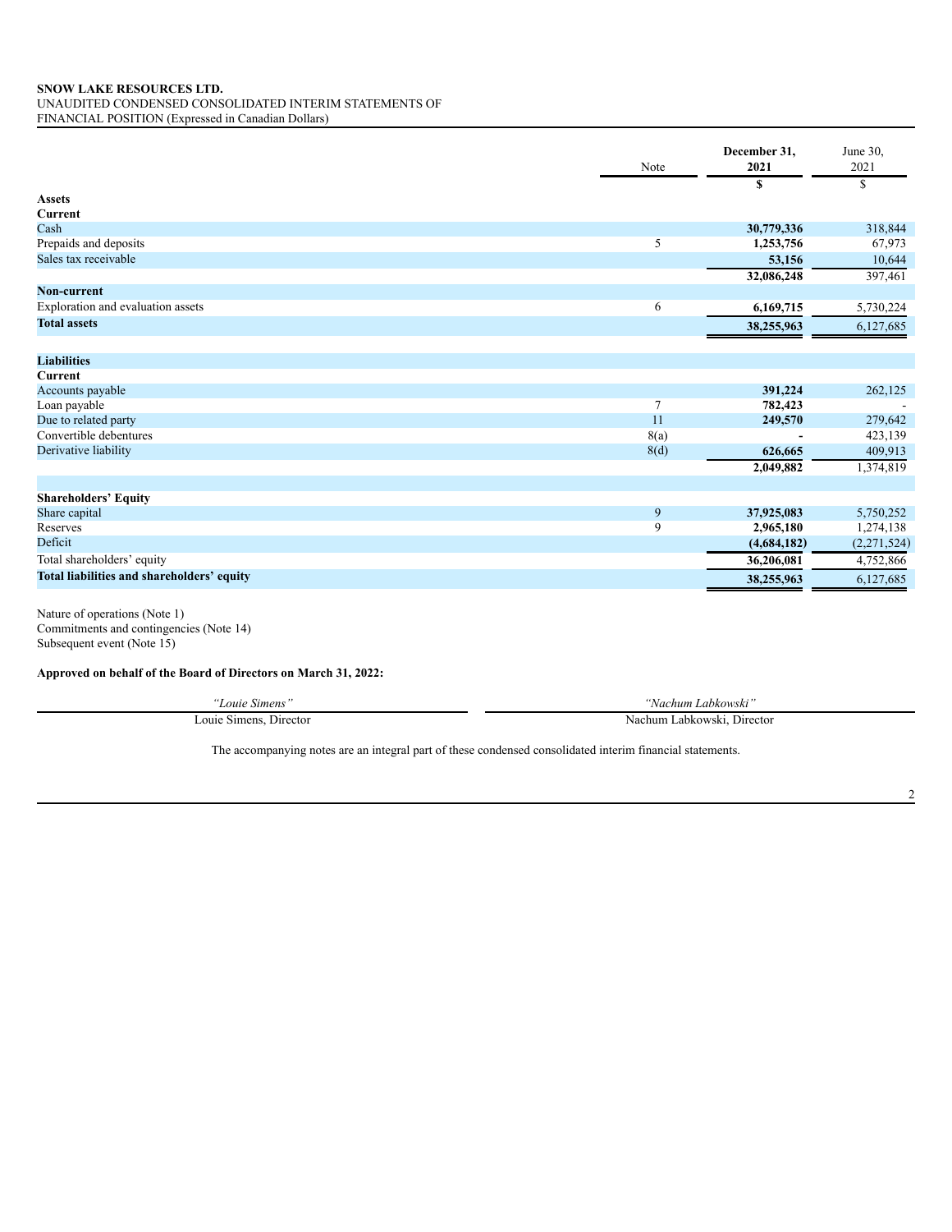**SNOW LAKE RESOURCES LTD.**
UNAUDITED CONDENSED CONSOLIDATED INTERIM STATEMENTS OF
FINANCIAL POSITION (Expressed in Canadian Dollars)

| | Note | December 31, 2021 | June 30, 2021 |
|---|---|---|---|
| | | **$** | $ |
| **Assets** | | | |
| **Current** | | | |
| Cash | | **30,779,336** | 318,844 |
| Prepaids and deposits | 5 | **1,253,756** | 67,973 |
| Sales tax receivable | | **53,156** | 10,644 |
| | | **32,086,248** | 397,461 |
| **Non-current** | | | |
| Exploration and evaluation assets | 6 | **6,169,715** | 5,730,224 |
| **Total assets** | | **38,255,963** | 6,127,685 |
| | | | |
| **Liabilities** | | | |
| **Current** | | | |
| Accounts payable | | **391,224** | 262,125 |
| Loan payable | 7 | **782,423** | - |
| Due to related party | 11 | **249,570** | 279,642 |
| Convertible debentures | 8(a) | **-** | 423,139 |
| Derivative liability | 8(d) | **626,665** | 409,913 |
| | | **2,049,882** | 1,374,819 |
| | | | |
| **Shareholders' Equity** | | | |
| Share capital | 9 | **37,925,083** | 5,750,252 |
| Reserves | 9 | **2,965,180** | 1,274,138 |
| Deficit | | **(4,684,182)** | (2,271,524) |
| Total shareholders' equity | | **36,206,081** | 4,752,866 |
| **Total liabilities and shareholders' equity** | | **38,255,963** | 6,127,685 |

Nature of operations (Note 1)
Commitments and contingencies (Note 14)
Subsequent event (Note 15)

**Approved on behalf of the Board of Directors on March 31, 2022:**

| *"Louie Simens"* | *"Nachum Labkowski"* |
|---|---|
| Louie Simens, Director | Nachum Labkowski, Director |

The accompanying notes are an integral part of these condensed consolidated interim financial statements.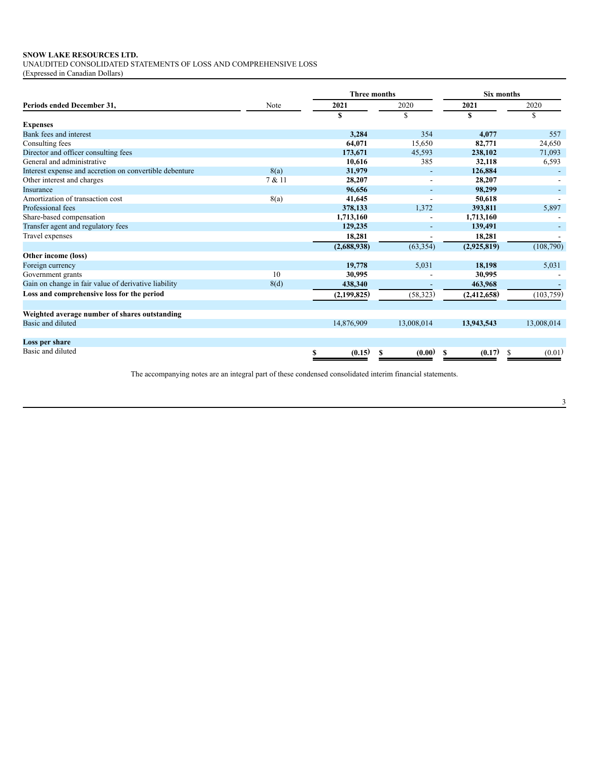**SNOW LAKE RESOURCES LTD.**
UNAUDITED CONSOLIDATED STATEMENTS OF LOSS AND COMPREHENSIVE LOSS
(Expressed in Canadian Dollars)

| | | Three months | | Six months | |
|---|---|---|---|---|---|
| **Periods ended December 31,** | Note | **2021** | 2020 | **2021** | 2020 |
| | | **$** | $ | **$** | $ |
| **Expenses** | | | | | |
| Bank fees and interest | | **3,284** | 354 | **4,077** | 557 |
| Consulting fees | | **64,071** | 15,650 | **82,771** | 24,650 |
| Director and officer consulting fees | | **173,671** | 45,593 | **238,102** | 71,093 |
| General and administrative | | **10,616** | 385 | **32,118** | 6,593 |
| Interest expense and accretion on convertible debenture | 8(a) | **31,979** | - | **126,884** | - |
| Other interest and charges | 7 & 11 | **28,207** | - | **28,207** | - |
| Insurance | | **96,656** | - | **98,299** | - |
| Amortization of transaction cost | 8(a) | **41,645** | - | **50,618** | - |
| Professional fees | | **378,133** | 1,372 | **393,811** | 5,897 |
| Share-based compensation | | **1,713,160** | - | **1,713,160** | - |
| Transfer agent and regulatory fees | | **129,235** | - | **139,491** | - |
| Travel expenses | | **18,281** | - | **18,281** | - |
| | | **(2,688,938)** | (63,354) | **(2,925,819)** | (108,790) |
| **Other income (loss)** | | | | | |
| Foreign currency | | **19,778** | 5,031 | **18,198** | 5,031 |
| Government grants | 10 | **30,995** | - | **30,995** | - |
| Gain on change in fair value of derivative liability | 8(d) | **438,340** | - | **463,968** | - |
| **Loss and comprehensive loss for the period** | | **(2,199,825)** | (58,323) | **(2,412,658)** | (103,759) |
| | | | | | |
| **Weighted average number of shares outstanding** | | | | | |
| Basic and diluted | | 14,876,909 | 13,008,014 | **13,943,543** | 13,008,014 |
| | | | | | |
| **Loss per share** | | | | | |
| Basic and diluted | | **$ (0.15)** | **$ (0.00)** | **$ (0.17)** | $ (0.01) |

The accompanying notes are an integral part of these condensed consolidated interim financial statements.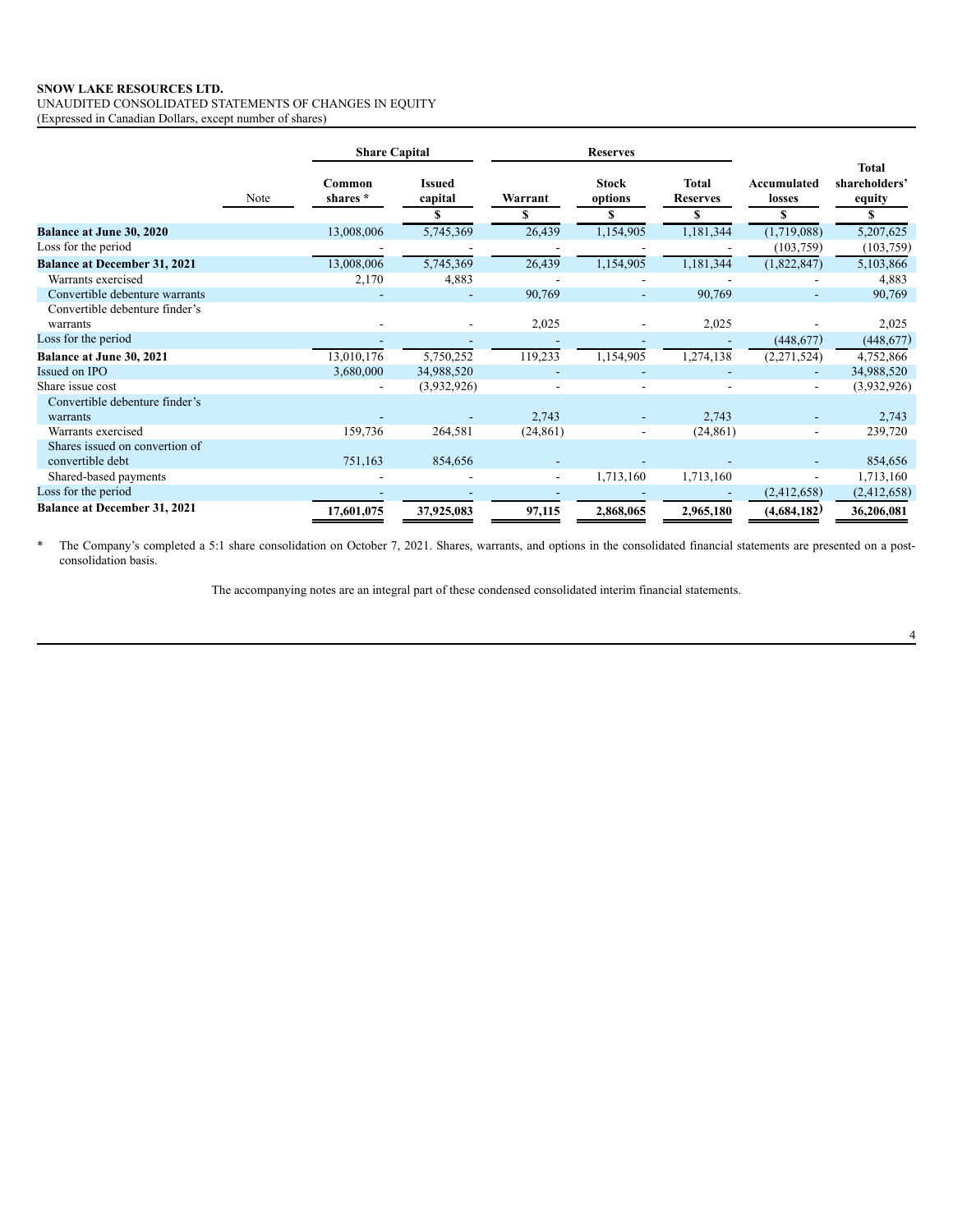**SNOW LAKE RESOURCES LTD.**
UNAUDITED CONSOLIDATED STATEMENTS OF CHANGES IN EQUITY
(Expressed in Canadian Dollars, except number of shares)

| | | Share Capital | | Reserves | | | | |
|---|---|---|---|---|---|---|---|---|
| | Note | Common shares * | Issued capital | Warrant | Stock options | Total Reserves | Accumulated losses | Total shareholders' equity |
| | | | $ | $ | $ | $ | $ | $ |
| **Balance at June 30, 2020** | | 13,008,006 | 5,745,369 | 26,439 | 1,154,905 | 1,181,344 | (1,719,088) | 5,207,625 |
| Loss for the period | | - | - | - | - | - | (103,759) | (103,759) |
| **Balance at December 31, 2021** | | 13,008,006 | 5,745,369 | 26,439 | 1,154,905 | 1,181,344 | (1,822,847) | 5,103,866 |
| Warrants exercised | | 2,170 | 4,883 | - | - | - | - | 4,883 |
| Convertible debenture warrants | | - | - | 90,769 | - | 90,769 | - | 90,769 |
| Convertible debenture finder's warrants | | - | - | 2,025 | - | 2,025 | - | 2,025 |
| Loss for the period | | - | - | - | - | - | (448,677) | (448,677) |
| **Balance at June 30, 2021** | | 13,010,176 | 5,750,252 | 119,233 | 1,154,905 | 1,274,138 | (2,271,524) | 4,752,866 |
| Issued on IPO | | 3,680,000 | 34,988,520 | - | - | - | - | 34,988,520 |
| Share issue cost | | - | (3,932,926) | - | - | - | - | (3,932,926) |
| Convertible debenture finder's warrants | | - | - | 2,743 | - | 2,743 | - | 2,743 |
| Warrants exercised | | 159,736 | 264,581 | (24,861) | - | (24,861) | - | 239,720 |
| Shares issued on convertion of convertible debt | | 751,163 | 854,656 | - | - | - | - | 854,656 |
| Shared-based payments | | - | - | - | 1,713,160 | 1,713,160 | - | 1,713,160 |
| Loss for the period | | - | - | - | - | - | (2,412,658) | (2,412,658) |
| **Balance at December 31, 2021** | | **17,601,075** | **37,925,083** | **97,115** | **2,868,065** | **2,965,180** | **(4,684,182)** | **36,206,081** |

\* The Company's completed a 5:1 share consolidation on October 7, 2021. Shares, warrants, and options in the consolidated financial statements are presented on a post-consolidation basis.

The accompanying notes are an integral part of these condensed consolidated interim financial statements.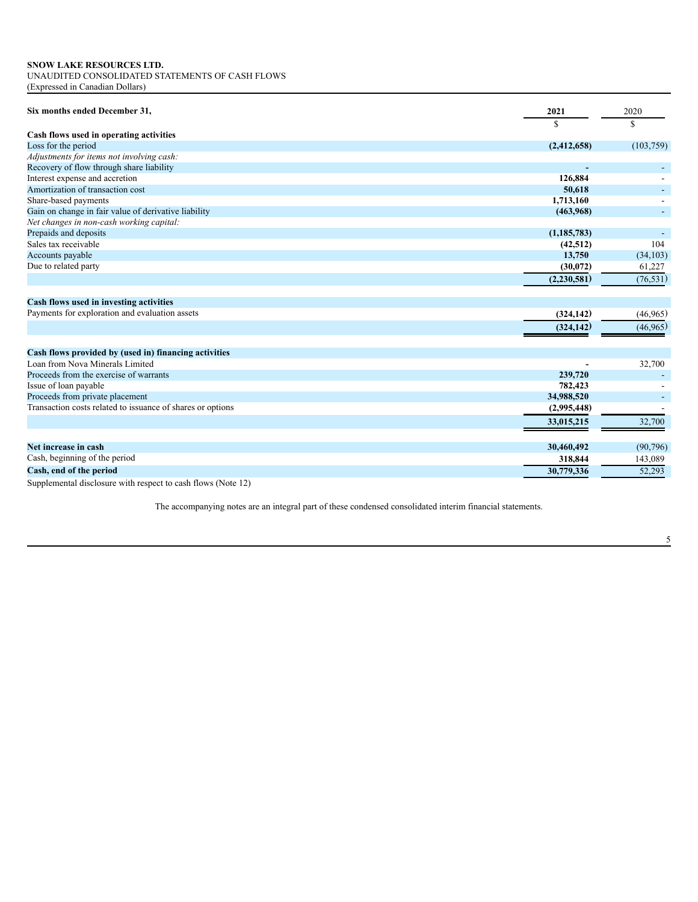**SNOW LAKE RESOURCES LTD.**
UNAUDITED CONSOLIDATED STATEMENTS OF CASH FLOWS
(Expressed in Canadian Dollars)

| **Six months ended December 31,** | **2021** | 2020 |
|---|---|---|
| | $ | $ |
| **Cash flows used in operating activities** | | |
| Loss for the period | **(2,412,658)** | (103,759) |
| *Adjustments for items not involving cash:* | | |
| Recovery of flow through share liability | **-** | - |
| Interest expense and accretion | **126,884** | - |
| Amortization of transaction cost | **50,618** | - |
| Share-based payments | **1,713,160** | - |
| Gain on change in fair value of derivative liability | **(463,968)** | - |
| *Net changes in non-cash working capital:* | | |
| Prepaids and deposits | **(1,185,783)** | - |
| Sales tax receivable | **(42,512)** | 104 |
| Accounts payable | **13,750** | (34,103) |
| Due to related party | **(30,072)** | 61,227 |
| | **(2,230,581)** | (76,531) |
| **Cash flows used in investing activities** | | |
| Payments for exploration and evaluation assets | **(324,142)** | (46,965) |
| | **(324,142)** | (46,965) |
| **Cash flows provided by (used in) financing activities** | | |
| Loan from Nova Minerals Limited | **-** | 32,700 |
| Proceeds from the exercise of warrants | **239,720** | - |
| Issue of loan payable | **782,423** | - |
| Proceeds from private placement | **34,988,520** | - |
| Transaction costs related to issuance of shares or options | **(2,995,448)** | - |
| | **33,015,215** | 32,700 |
| **Net increase in cash** | **30,460,492** | (90,796) |
| Cash, beginning of the period | **318,844** | 143,089 |
| **Cash, end of the period** | **30,779,336** | 52,293 |

Supplemental disclosure with respect to cash flows (Note 12)

The accompanying notes are an integral part of these condensed consolidated interim financial statements.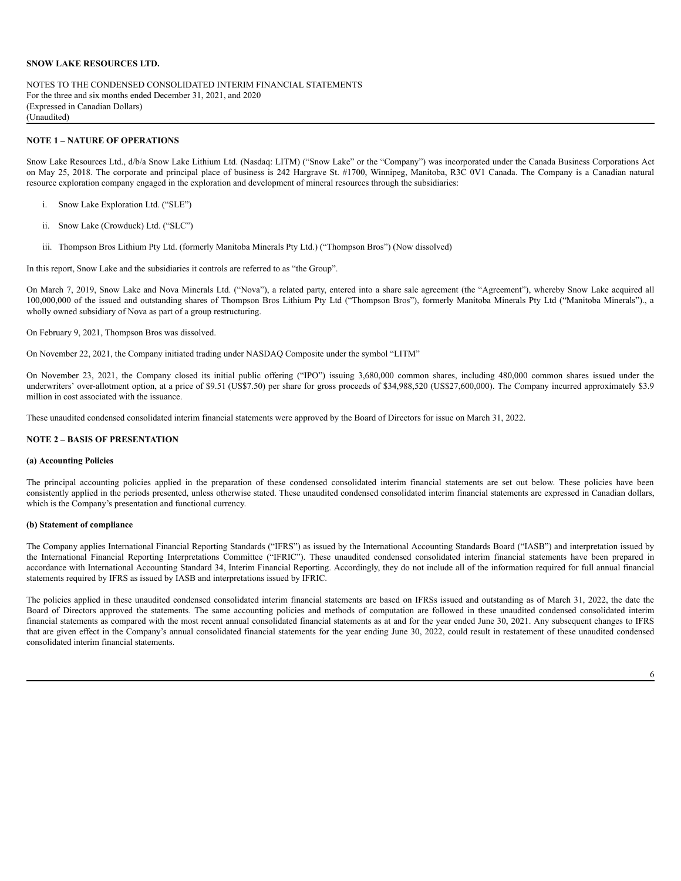**SNOW LAKE RESOURCES LTD.**

NOTES TO THE CONDENSED CONSOLIDATED INTERIM FINANCIAL STATEMENTS
For the three and six months ended December 31, 2021, and 2020
(Expressed in Canadian Dollars)
(Unaudited)

**NOTE 1 – NATURE OF OPERATIONS**

Snow Lake Resources Ltd., d/b/a Snow Lake Lithium Ltd. (Nasdaq: LITM) ("Snow Lake" or the "Company") was incorporated under the Canada Business Corporations Act on May 25, 2018. The corporate and principal place of business is 242 Hargrave St. #1700, Winnipeg, Manitoba, R3C 0V1 Canada. The Company is a Canadian natural resource exploration company engaged in the exploration and development of mineral resources through the subsidiaries:

i. Snow Lake Exploration Ltd. ("SLE")

ii. Snow Lake (Crowduck) Ltd. ("SLC")

iii. Thompson Bros Lithium Pty Ltd. (formerly Manitoba Minerals Pty Ltd.) ("Thompson Bros") (Now dissolved)

In this report, Snow Lake and the subsidiaries it controls are referred to as "the Group".

On March 7, 2019, Snow Lake and Nova Minerals Ltd. ("Nova"), a related party, entered into a share sale agreement (the "Agreement"), whereby Snow Lake acquired all 100,000,000 of the issued and outstanding shares of Thompson Bros Lithium Pty Ltd ("Thompson Bros"), formerly Manitoba Minerals Pty Ltd ("Manitoba Minerals")., a wholly owned subsidiary of Nova as part of a group restructuring.

On February 9, 2021, Thompson Bros was dissolved.

On November 22, 2021, the Company initiated trading under NASDAQ Composite under the symbol "LITM"

On November 23, 2021, the Company closed its initial public offering ("IPO") issuing 3,680,000 common shares, including 480,000 common shares issued under the underwriters' over-allotment option, at a price of $9.51 (US$7.50) per share for gross proceeds of $34,988,520 (US$27,600,000). The Company incurred approximately $3.9 million in cost associated with the issuance.

These unaudited condensed consolidated interim financial statements were approved by the Board of Directors for issue on March 31, 2022.

**NOTE 2 – BASIS OF PRESENTATION**

**(a) Accounting Policies**

The principal accounting policies applied in the preparation of these condensed consolidated interim financial statements are set out below. These policies have been consistently applied in the periods presented, unless otherwise stated. These unaudited condensed consolidated interim financial statements are expressed in Canadian dollars, which is the Company's presentation and functional currency.

**(b) Statement of compliance**

The Company applies International Financial Reporting Standards ("IFRS") as issued by the International Accounting Standards Board ("IASB") and interpretation issued by the International Financial Reporting Interpretations Committee ("IFRIC"). These unaudited condensed consolidated interim financial statements have been prepared in accordance with International Accounting Standard 34, Interim Financial Reporting. Accordingly, they do not include all of the information required for full annual financial statements required by IFRS as issued by IASB and interpretations issued by IFRIC.

The policies applied in these unaudited condensed consolidated interim financial statements are based on IFRSs issued and outstanding as of March 31, 2022, the date the Board of Directors approved the statements. The same accounting policies and methods of computation are followed in these unaudited condensed consolidated interim financial statements as compared with the most recent annual consolidated financial statements as at and for the year ended June 30, 2021. Any subsequent changes to IFRS that are given effect in the Company's annual consolidated financial statements for the year ending June 30, 2022, could result in restatement of these unaudited condensed consolidated interim financial statements.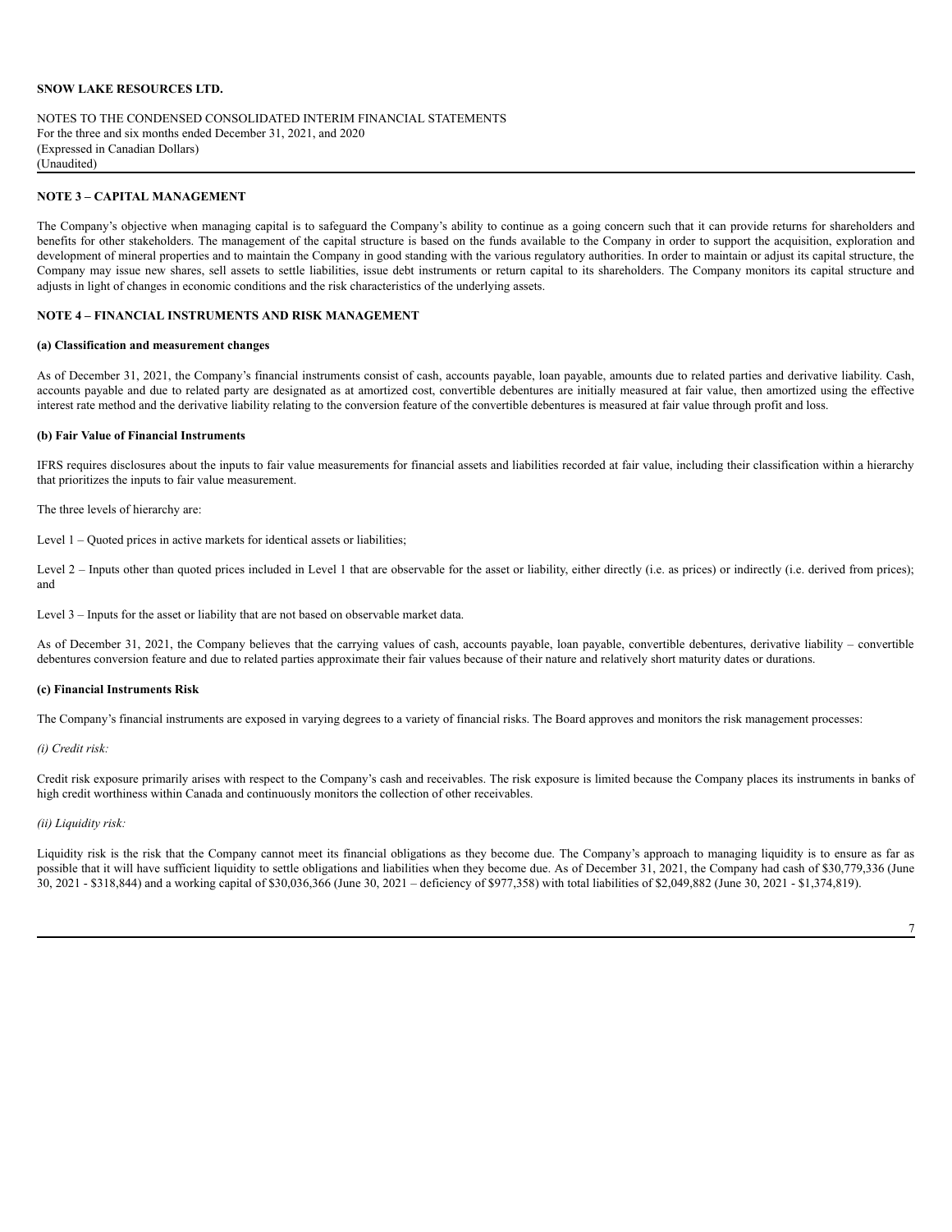## NOTE 3 – CAPITAL MANAGEMENT

The Company's objective when managing capital is to safeguard the Company's ability to continue as a going concern such that it can provide returns for shareholders and benefits for other stakeholders. The management of the capital structure is based on the funds available to the Company in order to support the acquisition, exploration and development of mineral properties and to maintain the Company in good standing with the various regulatory authorities. In order to maintain or adjust its capital structure, the Company may issue new shares, sell assets to settle liabilities, issue debt instruments or return capital to its shareholders. The Company monitors its capital structure and adjusts in light of changes in economic conditions and the risk characteristics of the underlying assets.

## NOTE 4 – FINANCIAL INSTRUMENTS AND RISK MANAGEMENT

### (a) Classification and measurement changes

As of December 31, 2021, the Company's financial instruments consist of cash, accounts payable, loan payable, amounts due to related parties and derivative liability. Cash, accounts payable and due to related party are designated as at amortized cost, convertible debentures are initially measured at fair value, then amortized using the effective interest rate method and the derivative liability relating to the conversion feature of the convertible debentures is measured at fair value through profit and loss.

### (b) Fair Value of Financial Instruments

IFRS requires disclosures about the inputs to fair value measurements for financial assets and liabilities recorded at fair value, including their classification within a hierarchy that prioritizes the inputs to fair value measurement.

The three levels of hierarchy are:

Level 1 – Quoted prices in active markets for identical assets or liabilities;

Level 2 – Inputs other than quoted prices included in Level 1 that are observable for the asset or liability, either directly (i.e. as prices) or indirectly (i.e. derived from prices); and

Level 3 – Inputs for the asset or liability that are not based on observable market data.

As of December 31, 2021, the Company believes that the carrying values of cash, accounts payable, loan payable, convertible debentures, derivative liability – convertible debentures conversion feature and due to related parties approximate their fair values because of their nature and relatively short maturity dates or durations.

### (c) Financial Instruments Risk

The Company's financial instruments are exposed in varying degrees to a variety of financial risks. The Board approves and monitors the risk management processes:

*(i) Credit risk:*

Credit risk exposure primarily arises with respect to the Company's cash and receivables. The risk exposure is limited because the Company places its instruments in banks of high credit worthiness within Canada and continuously monitors the collection of other receivables.

*(ii) Liquidity risk:*

Liquidity risk is the risk that the Company cannot meet its financial obligations as they become due. The Company's approach to managing liquidity is to ensure as far as possible that it will have sufficient liquidity to settle obligations and liabilities when they become due. As of December 31, 2021, the Company had cash of $30,779,336 (June 30, 2021 - $318,844) and a working capital of $30,036,366 (June 30, 2021 – deficiency of $977,358) with total liabilities of $2,049,882 (June 30, 2021 - $1,374,819).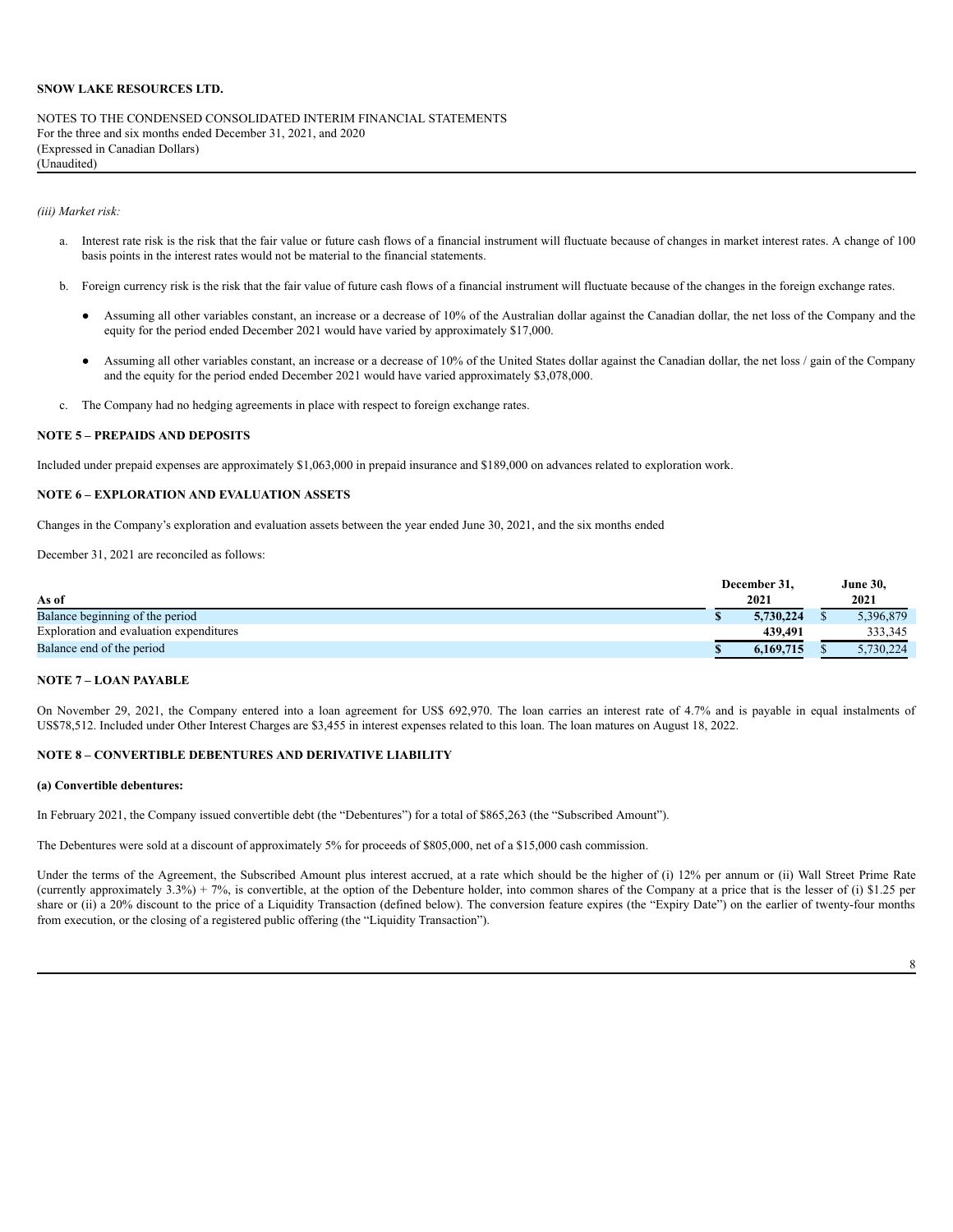*(iii) Market risk:*

a. Interest rate risk is the risk that the fair value or future cash flows of a financial instrument will fluctuate because of changes in market interest rates. A change of 100 basis points in the interest rates would not be material to the financial statements.

b. Foreign currency risk is the risk that the fair value of future cash flows of a financial instrument will fluctuate because of the changes in the foreign exchange rates.

- Assuming all other variables constant, an increase or a decrease of 10% of the Australian dollar against the Canadian dollar, the net loss of the Company and the equity for the period ended December 2021 would have varied by approximately $17,000.

- Assuming all other variables constant, an increase or a decrease of 10% of the United States dollar against the Canadian dollar, the net loss / gain of the Company and the equity for the period ended December 2021 would have varied approximately $3,078,000.

c. The Company had no hedging agreements in place with respect to foreign exchange rates.

**NOTE 5 – PREPAIDS AND DEPOSITS**

Included under prepaid expenses are approximately $1,063,000 in prepaid insurance and $189,000 on advances related to exploration work.

**NOTE 6 – EXPLORATION AND EVALUATION ASSETS**

Changes in the Company's exploration and evaluation assets between the year ended June 30, 2021, and the six months ended

December 31, 2021 are reconciled as follows:

| As of | December 31, 2021 | June 30, 2021 |
|---|---|---|
| Balance beginning of the period | **$ 5,730,224** | $ 5,396,879 |
| Exploration and evaluation expenditures | **439,491** | 333,345 |
| Balance end of the period | **$ 6,169,715** | $ 5,730,224 |

**NOTE 7 – LOAN PAYABLE**

On November 29, 2021, the Company entered into a loan agreement for US$ 692,970. The loan carries an interest rate of 4.7% and is payable in equal instalments of US$78,512. Included under Other Interest Charges are $3,455 in interest expenses related to this loan. The loan matures on August 18, 2022.

**NOTE 8 – CONVERTIBLE DEBENTURES AND DERIVATIVE LIABILITY**

**(a) Convertible debentures:**

In February 2021, the Company issued convertible debt (the "Debentures") for a total of $865,263 (the "Subscribed Amount").

The Debentures were sold at a discount of approximately 5% for proceeds of $805,000, net of a $15,000 cash commission.

Under the terms of the Agreement, the Subscribed Amount plus interest accrued, at a rate which should be the higher of (i) 12% per annum or (ii) Wall Street Prime Rate (currently approximately 3.3%) + 7%, is convertible, at the option of the Debenture holder, into common shares of the Company at a price that is the lesser of (i) $1.25 per share or (ii) a 20% discount to the price of a Liquidity Transaction (defined below). The conversion feature expires (the "Expiry Date") on the earlier of twenty-four months from execution, or the closing of a registered public offering (the "Liquidity Transaction").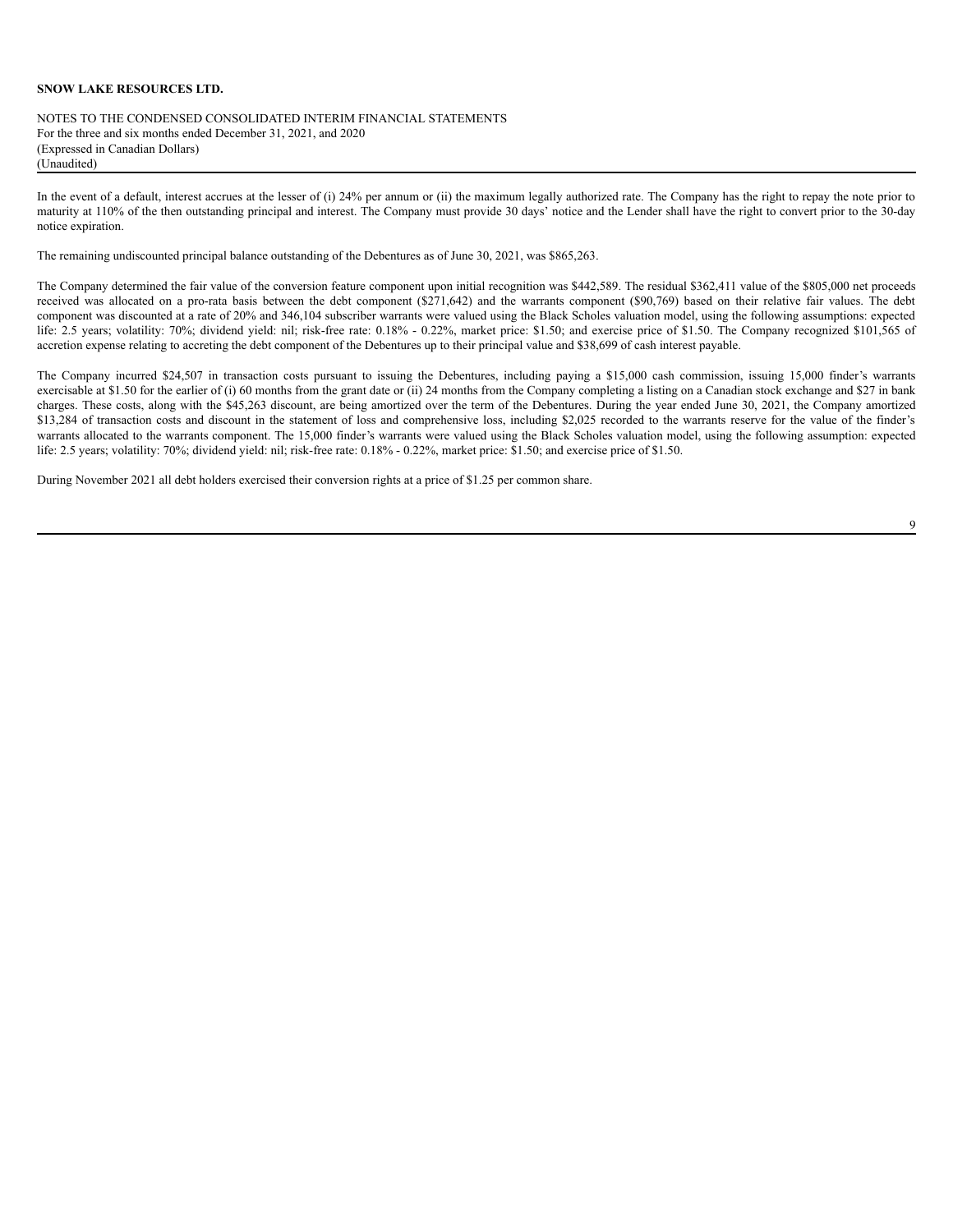In the event of a default, interest accrues at the lesser of (i) 24% per annum or (ii) the maximum legally authorized rate. The Company has the right to repay the note prior to maturity at 110% of the then outstanding principal and interest. The Company must provide 30 days' notice and the Lender shall have the right to convert prior to the 30-day notice expiration.

The remaining undiscounted principal balance outstanding of the Debentures as of June 30, 2021, was $865,263.

The Company determined the fair value of the conversion feature component upon initial recognition was $442,589. The residual $362,411 value of the $805,000 net proceeds received was allocated on a pro-rata basis between the debt component ($271,642) and the warrants component ($90,769) based on their relative fair values. The debt component was discounted at a rate of 20% and 346,104 subscriber warrants were valued using the Black Scholes valuation model, using the following assumptions: expected life: 2.5 years; volatility: 70%; dividend yield: nil; risk-free rate: 0.18% - 0.22%, market price: $1.50; and exercise price of $1.50. The Company recognized $101,565 of accretion expense relating to accreting the debt component of the Debentures up to their principal value and $38,699 of cash interest payable.

The Company incurred $24,507 in transaction costs pursuant to issuing the Debentures, including paying a $15,000 cash commission, issuing 15,000 finder's warrants exercisable at $1.50 for the earlier of (i) 60 months from the grant date or (ii) 24 months from the Company completing a listing on a Canadian stock exchange and $27 in bank charges. These costs, along with the $45,263 discount, are being amortized over the term of the Debentures. During the year ended June 30, 2021, the Company amortized $13,284 of transaction costs and discount in the statement of loss and comprehensive loss, including $2,025 recorded to the warrants reserve for the value of the finder's warrants allocated to the warrants component. The 15,000 finder's warrants were valued using the Black Scholes valuation model, using the following assumption: expected life: 2.5 years; volatility: 70%; dividend yield: nil; risk-free rate: 0.18% - 0.22%, market price: $1.50; and exercise price of $1.50.

During November 2021 all debt holders exercised their conversion rights at a price of $1.25 per common share.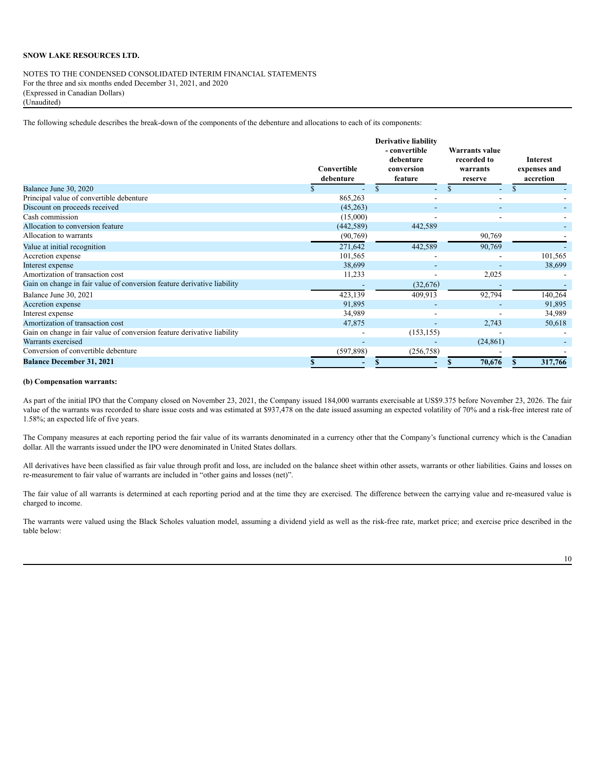The following schedule describes the break-down of the components of the debenture and allocations to each of its components:

| | Convertible debenture | Derivative liability - convertible debenture conversion feature | Warrants value recorded to warrants reserve | Interest expenses and accretion |
|---|---|---|---|---|
| Balance June 30, 2020 | $ - | $ - | $ - | $ - |
| Principal value of convertible debenture | 865,263 | - | - | - |
| Discount on proceeds received | (45,263) | - | - | - |
| Cash commission | (15,000) | - | - | - |
| Allocation to conversion feature | (442,589) | 442,589 | | - |
| Allocation to warrants | (90,769) | | 90,769 | - |
| Value at initial recognition | 271,642 | 442,589 | 90,769 | - |
| Accretion expense | 101,565 | - | - | 101,565 |
| Interest expense | 38,699 | - | - | 38,699 |
| Amortization of transaction cost | 11,233 | - | 2,025 | - |
| Gain on change in fair value of conversion feature derivative liability | - | (32,676) | - | - |
| Balance June 30, 2021 | 423,139 | 409,913 | 92,794 | 140,264 |
| Accretion expense | 91,895 | - | - | 91,895 |
| Interest expense | 34,989 | - | - | 34,989 |
| Amortization of transaction cost | 47,875 | - | 2,743 | 50,618 |
| Gain on change in fair value of conversion feature derivative liability | - | (153,155) | - | - |
| Warrants exercised | - | - | (24,861) | - |
| Conversion of convertible debenture | (597,898) | (256,758) | - | - |
| **Balance December 31, 2021** | **$ -** | **$ -** | **$ 70,676** | **$ 317,766** |

**(b) Compensation warrants:**

As part of the initial IPO that the Company closed on November 23, 2021, the Company issued 184,000 warrants exercisable at US$9.375 before November 23, 2026. The fair value of the warrants was recorded to share issue costs and was estimated at $937,478 on the date issued assuming an expected volatility of 70% and a risk-free interest rate of 1.58%; an expected life of five years.

The Company measures at each reporting period the fair value of its warrants denominated in a currency other that the Company's functional currency which is the Canadian dollar. All the warrants issued under the IPO were denominated in United States dollars.

All derivatives have been classified as fair value through profit and loss, are included on the balance sheet within other assets, warrants or other liabilities. Gains and losses on re-measurement to fair value of warrants are included in "other gains and losses (net)".

The fair value of all warrants is determined at each reporting period and at the time they are exercised. The difference between the carrying value and re-measured value is charged to income.

The warrants were valued using the Black Scholes valuation model, assuming a dividend yield as well as the risk-free rate, market price; and exercise price described in the table below: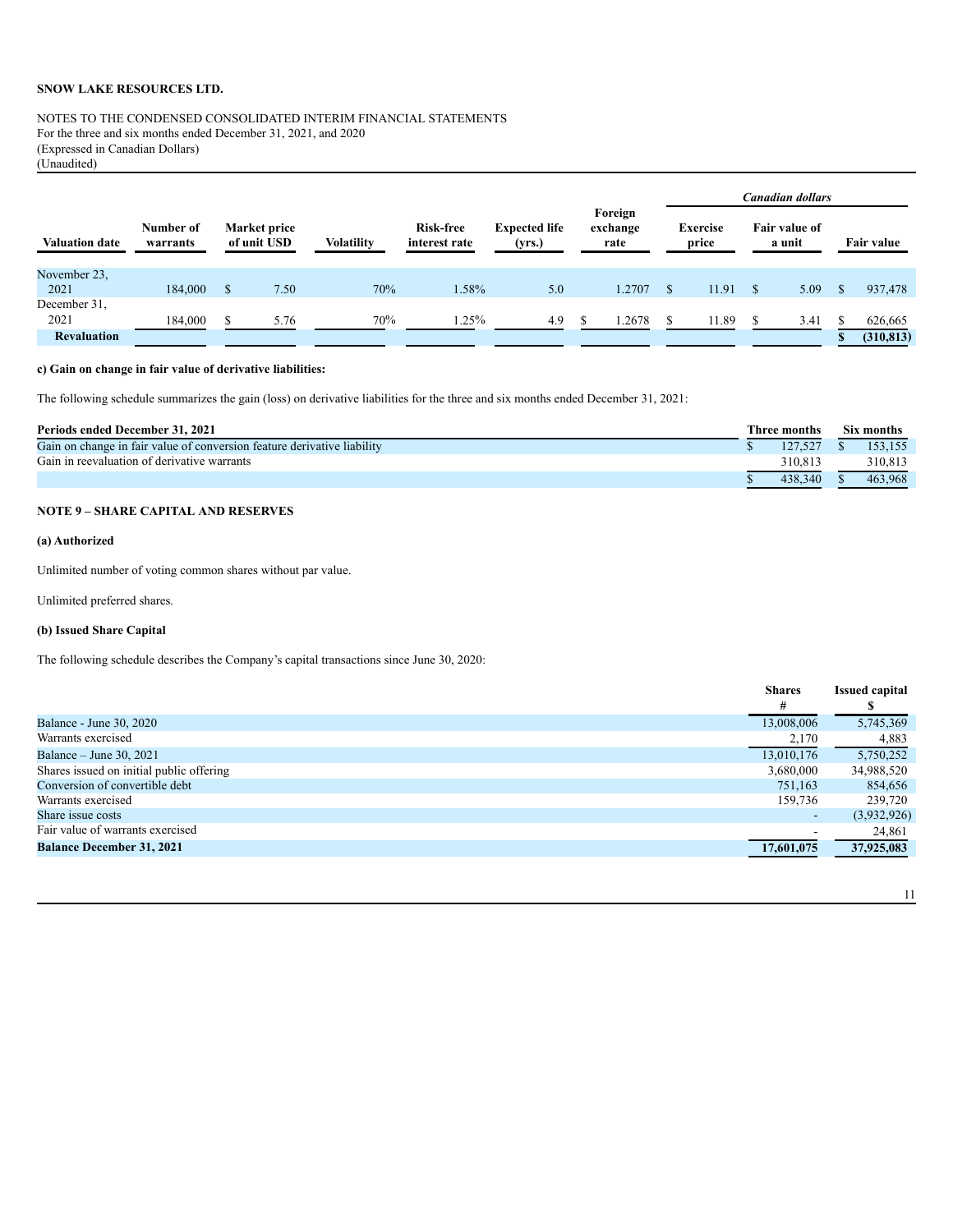**SNOW LAKE RESOURCES LTD.**

NOTES TO THE CONDENSED CONSOLIDATED INTERIM FINANCIAL STATEMENTS
For the three and six months ended December 31, 2021, and 2020
(Expressed in Canadian Dollars)
(Unaudited)

| Valuation date | Number of warrants | Market price of unit USD | Volatility | Risk-free interest rate | Expected life (yrs.) | Foreign exchange rate | Exercise price (Canadian dollars) | Fair value of a unit (Canadian dollars) | Fair value (Canadian dollars) |
|---|---|---|---|---|---|---|---|---|---|
| November 23, 2021 | 184,000 | $ 7.50 | 70% | 1.58% | 5.0 | 1.2707 | $ 11.91 | $ 5.09 | $ 937,478 |
| December 31, 2021 | 184,000 | $ 5.76 | 70% | 1.25% | 4.9 | $ 1.2678 | $ 11.89 | $ 3.41 | $ 626,665 |
| **Revaluation** | | | | | | | | | **$ (310,813)** |

**c) Gain on change in fair value of derivative liabilities:**

The following schedule summarizes the gain (loss) on derivative liabilities for the three and six months ended December 31, 2021:

| Periods ended December 31, 2021 | Three months | Six months |
|---|---|---|
| Gain on change in fair value of conversion feature derivative liability | $ 127,527 | $ 153,155 |
| Gain in reevaluation of derivative warrants | 310,813 | 310,813 |
| | $ 438,340 | $ 463,968 |

**NOTE 9 – SHARE CAPITAL AND RESERVES**

**(a) Authorized**

Unlimited number of voting common shares without par value.

Unlimited preferred shares.

**(b) Issued Share Capital**

The following schedule describes the Company's capital transactions since June 30, 2020:

| | Shares # | Issued capital $ |
|---|---|---|
| Balance - June 30, 2020 | 13,008,006 | 5,745,369 |
| Warrants exercised | 2,170 | 4,883 |
| Balance – June 30, 2021 | 13,010,176 | 5,750,252 |
| Shares issued on initial public offering | 3,680,000 | 34,988,520 |
| Conversion of convertible debt | 751,163 | 854,656 |
| Warrants exercised | 159,736 | 239,720 |
| Share issue costs | - | (3,932,926) |
| Fair value of warrants exercised | - | 24,861 |
| **Balance December 31, 2021** | **17,601,075** | **37,925,083** |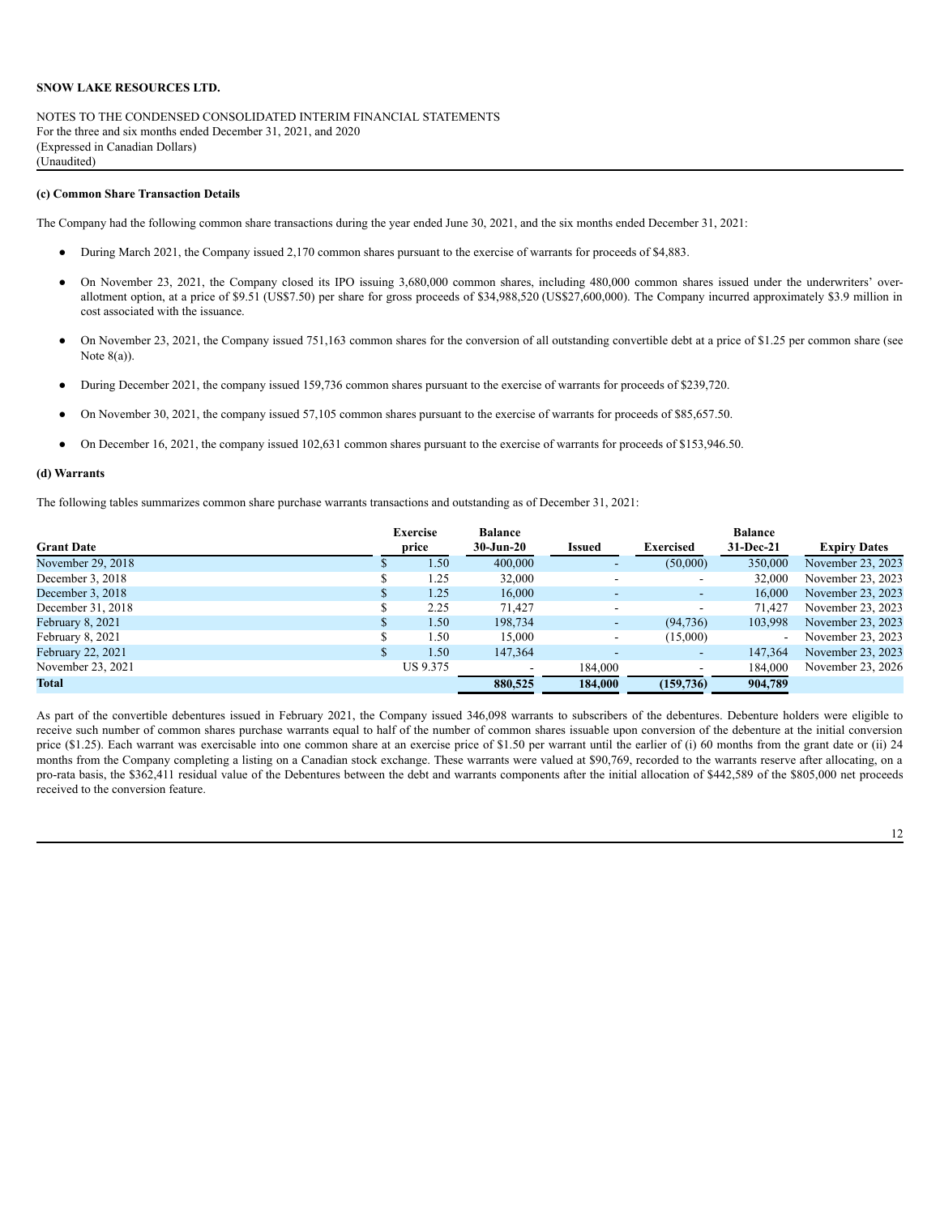**SNOW LAKE RESOURCES LTD.**

NOTES TO THE CONDENSED CONSOLIDATED INTERIM FINANCIAL STATEMENTS
For the three and six months ended December 31, 2021, and 2020
(Expressed in Canadian Dollars)
(Unaudited)

**(c) Common Share Transaction Details**

The Company had the following common share transactions during the year ended June 30, 2021, and the six months ended December 31, 2021:

- During March 2021, the Company issued 2,170 common shares pursuant to the exercise of warrants for proceeds of $4,883.
- On November 23, 2021, the Company closed its IPO issuing 3,680,000 common shares, including 480,000 common shares issued under the underwriters' over-allotment option, at a price of $9.51 (US$7.50) per share for gross proceeds of $34,988,520 (US$27,600,000). The Company incurred approximately $3.9 million in cost associated with the issuance.
- On November 23, 2021, the Company issued 751,163 common shares for the conversion of all outstanding convertible debt at a price of $1.25 per common share (see Note 8(a)).
- During December 2021, the company issued 159,736 common shares pursuant to the exercise of warrants for proceeds of $239,720.
- On November 30, 2021, the company issued 57,105 common shares pursuant to the exercise of warrants for proceeds of $85,657.50.
- On December 16, 2021, the company issued 102,631 common shares pursuant to the exercise of warrants for proceeds of $153,946.50.

**(d) Warrants**

The following tables summarizes common share purchase warrants transactions and outstanding as of December 31, 2021:

| Grant Date | Exercise price | Balance 30-Jun-20 | Issued | Exercised | Balance 31-Dec-21 | Expiry Dates |
|---|---|---|---|---|---|---|
| November 29, 2018 | $ 1.50 | 400,000 | - | (50,000) | 350,000 | November 23, 2023 |
| December 3, 2018 | $ 1.25 | 32,000 | - | - | 32,000 | November 23, 2023 |
| December 3, 2018 | $ 1.25 | 16,000 | - | - | 16,000 | November 23, 2023 |
| December 31, 2018 | $ 2.25 | 71,427 | - | - | 71,427 | November 23, 2023 |
| February 8, 2021 | $ 1.50 | 198,734 | - | (94,736) | 103,998 | November 23, 2023 |
| February 8, 2021 | $ 1.50 | 15,000 | - | (15,000) | - | November 23, 2023 |
| February 22, 2021 | $ 1.50 | 147,364 | - | - | 147,364 | November 23, 2023 |
| November 23, 2021 | US 9.375 | - | 184,000 | - | 184,000 | November 23, 2026 |
| **Total** | | **880,525** | **184,000** | **(159,736)** | **904,789** | |

As part of the convertible debentures issued in February 2021, the Company issued 346,098 warrants to subscribers of the debentures. Debenture holders were eligible to receive such number of common shares purchase warrants equal to half of the number of common shares issuable upon conversion of the debenture at the initial conversion price ($1.25). Each warrant was exercisable into one common share at an exercise price of $1.50 per warrant until the earlier of (i) 60 months from the grant date or (ii) 24 months from the Company completing a listing on a Canadian stock exchange. These warrants were valued at $90,769, recorded to the warrants reserve after allocating, on a pro-rata basis, the $362,411 residual value of the Debentures between the debt and warrants components after the initial allocation of $442,589 of the $805,000 net proceeds received to the conversion feature.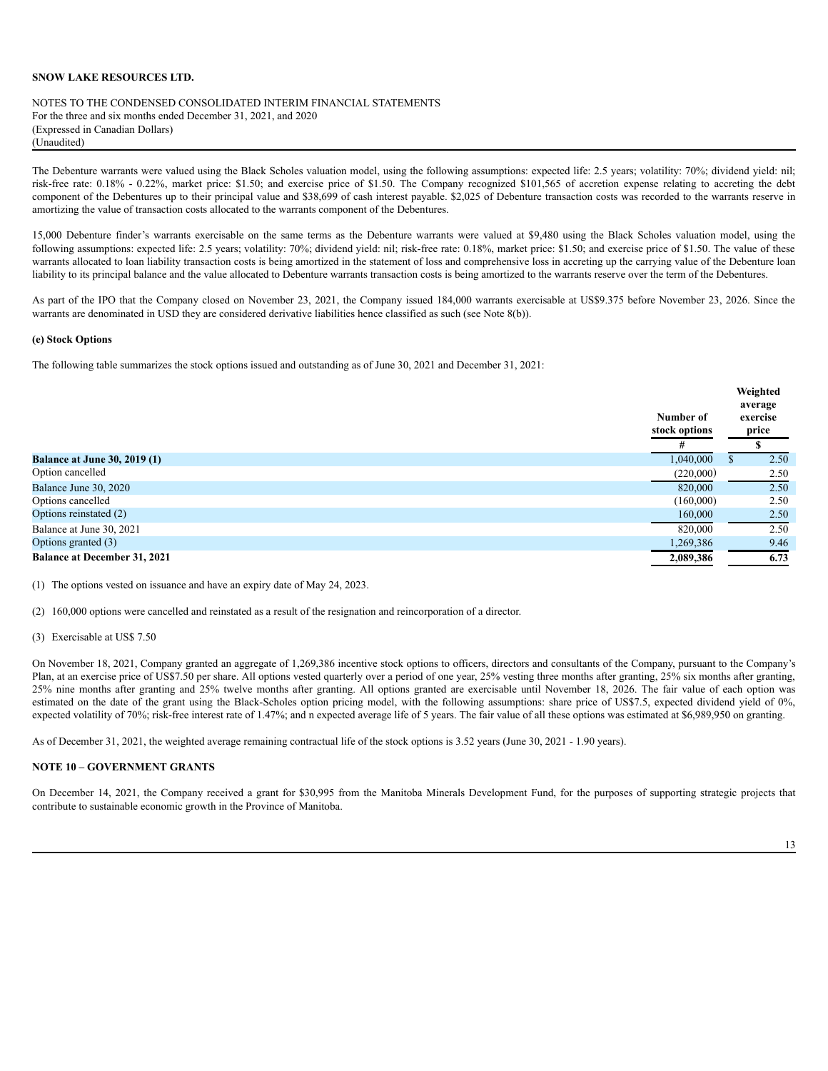**SNOW LAKE RESOURCES LTD.**

NOTES TO THE CONDENSED CONSOLIDATED INTERIM FINANCIAL STATEMENTS
For the three and six months ended December 31, 2021, and 2020
(Expressed in Canadian Dollars)
(Unaudited)

The Debenture warrants were valued using the Black Scholes valuation model, using the following assumptions: expected life: 2.5 years; volatility: 70%; dividend yield: nil; risk-free rate: 0.18% - 0.22%, market price: $1.50; and exercise price of $1.50. The Company recognized $101,565 of accretion expense relating to accreting the debt component of the Debentures up to their principal value and $38,699 of cash interest payable. $2,025 of Debenture transaction costs was recorded to the warrants reserve in amortizing the value of transaction costs allocated to the warrants component of the Debentures.

15,000 Debenture finder's warrants exercisable on the same terms as the Debenture warrants were valued at $9,480 using the Black Scholes valuation model, using the following assumptions: expected life: 2.5 years; volatility: 70%; dividend yield: nil; risk-free rate: 0.18%, market price: $1.50; and exercise price of $1.50. The value of these warrants allocated to loan liability transaction costs is being amortized in the statement of loss and comprehensive loss in accreting up the carrying value of the Debenture loan liability to its principal balance and the value allocated to Debenture warrants transaction costs is being amortized to the warrants reserve over the term of the Debentures.

As part of the IPO that the Company closed on November 23, 2021, the Company issued 184,000 warrants exercisable at US$9.375 before November 23, 2026. Since the warrants are denominated in USD they are considered derivative liabilities hence classified as such (see Note 8(b)).

**(e) Stock Options**

The following table summarizes the stock options issued and outstanding as of June 30, 2021 and December 31, 2021:

| | Number of stock options | Weighted average exercise price |
|---|---|---|
| | # | $ |
| **Balance at June 30, 2019 (1)** | 1,040,000 | $ 2.50 |
| Option cancelled | (220,000) | 2.50 |
| Balance June 30, 2020 | 820,000 | 2.50 |
| Options cancelled | (160,000) | 2.50 |
| Options reinstated (2) | 160,000 | 2.50 |
| Balance at June 30, 2021 | 820,000 | 2.50 |
| Options granted (3) | 1,269,386 | 9.46 |
| **Balance at December 31, 2021** | **2,089,386** | **6.73** |

(1) The options vested on issuance and have an expiry date of May 24, 2023.

(2) 160,000 options were cancelled and reinstated as a result of the resignation and reincorporation of a director.

(3) Exercisable at US$ 7.50

On November 18, 2021, Company granted an aggregate of 1,269,386 incentive stock options to officers, directors and consultants of the Company, pursuant to the Company's Plan, at an exercise price of US$7.50 per share. All options vested quarterly over a period of one year, 25% vesting three months after granting, 25% six months after granting, 25% nine months after granting and 25% twelve months after granting. All options granted are exercisable until November 18, 2026. The fair value of each option was estimated on the date of the grant using the Black-Scholes option pricing model, with the following assumptions: share price of US$7.5, expected dividend yield of 0%, expected volatility of 70%; risk-free interest rate of 1.47%; and n expected average life of 5 years. The fair value of all these options was estimated at $6,989,950 on granting.

As of December 31, 2021, the weighted average remaining contractual life of the stock options is 3.52 years (June 30, 2021 - 1.90 years).

**NOTE 10 – GOVERNMENT GRANTS**

On December 14, 2021, the Company received a grant for $30,995 from the Manitoba Minerals Development Fund, for the purposes of supporting strategic projects that contribute to sustainable economic growth in the Province of Manitoba.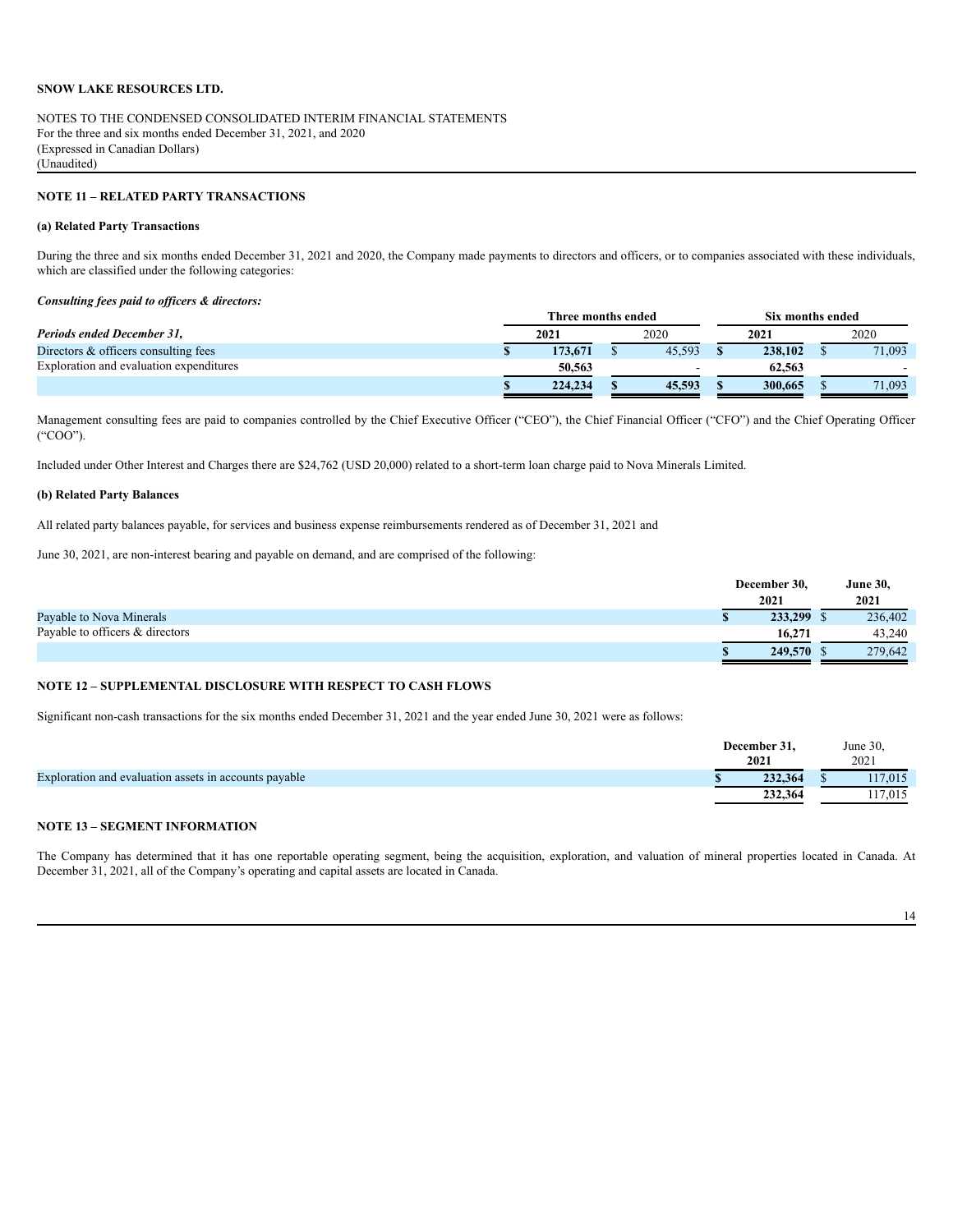**SNOW LAKE RESOURCES LTD.**

NOTES TO THE CONDENSED CONSOLIDATED INTERIM FINANCIAL STATEMENTS
For the three and six months ended December 31, 2021, and 2020
(Expressed in Canadian Dollars)
(Unaudited)

**NOTE 11 – RELATED PARTY TRANSACTIONS**

**(a) Related Party Transactions**

During the three and six months ended December 31, 2021 and 2020, the Company made payments to directors and officers, or to companies associated with these individuals, which are classified under the following categories:

***Consulting fees paid to officers & directors:***

| | Three months ended | | Six months ended | |
|---|---|---|---|---|
| ***Periods ended December 31,*** | **2021** | 2020 | **2021** | 2020 |
| Directors & officers consulting fees | **$ 173,671** | $ 45,593 | **$ 238,102** | $ 71,093 |
| Exploration and evaluation expenditures | **50,563** | - | **62,563** | - |
| | **$ 224,234** | **$ 45,593** | **$ 300,665** | $ 71,093 |

Management consulting fees are paid to companies controlled by the Chief Executive Officer ("CEO"), the Chief Financial Officer ("CFO") and the Chief Operating Officer ("COO").

Included under Other Interest and Charges there are $24,762 (USD 20,000) related to a short-term loan charge paid to Nova Minerals Limited.

**(b) Related Party Balances**

All related party balances payable, for services and business expense reimbursements rendered as of December 31, 2021 and

June 30, 2021, are non-interest bearing and payable on demand, and are comprised of the following:

| | **December 30, 2021** | **June 30, 2021** |
|---|---|---|
| Payable to Nova Minerals | **$ 233,299** | $ 236,402 |
| Payable to officers & directors | **16,271** | 43,240 |
| | **$ 249,570** | $ 279,642 |

**NOTE 12 – SUPPLEMENTAL DISCLOSURE WITH RESPECT TO CASH FLOWS**

Significant non-cash transactions for the six months ended December 31, 2021 and the year ended June 30, 2021 were as follows:

| | **December 31, 2021** | June 30, 2021 |
|---|---|---|
| Exploration and evaluation assets in accounts payable | **$ 232,364** | $ 117,015 |
| | **232,364** | 117,015 |

**NOTE 13 – SEGMENT INFORMATION**

The Company has determined that it has one reportable operating segment, being the acquisition, exploration, and valuation of mineral properties located in Canada. At December 31, 2021, all of the Company's operating and capital assets are located in Canada.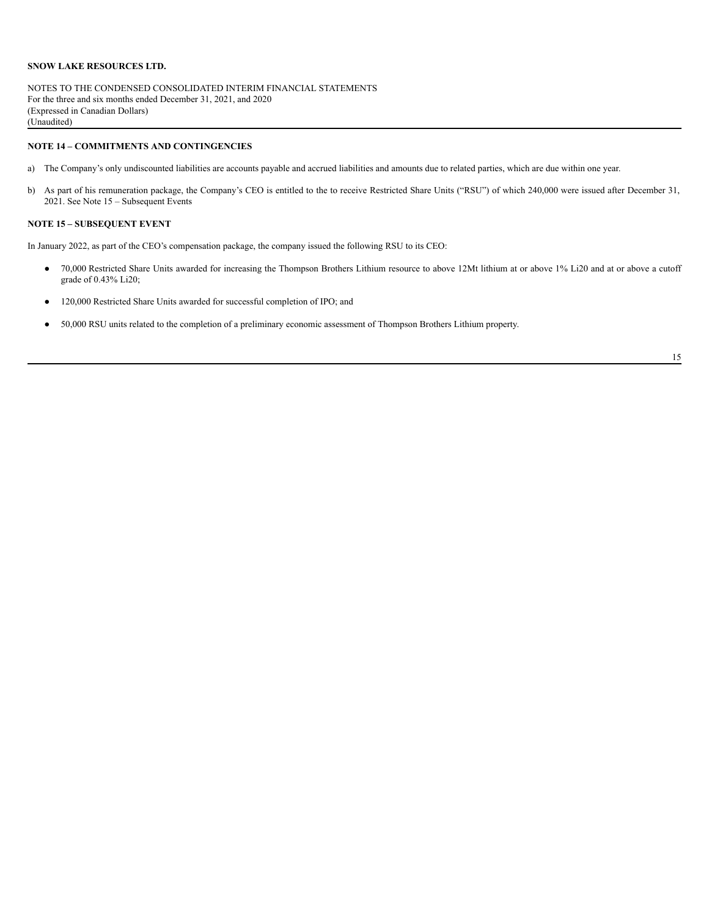**SNOW LAKE RESOURCES LTD.**

NOTES TO THE CONDENSED CONSOLIDATED INTERIM FINANCIAL STATEMENTS
For the three and six months ended December 31, 2021, and 2020
(Expressed in Canadian Dollars)
(Unaudited)

**NOTE 14 – COMMITMENTS AND CONTINGENCIES**

a) The Company's only undiscounted liabilities are accounts payable and accrued liabilities and amounts due to related parties, which are due within one year.

b) As part of his remuneration package, the Company's CEO is entitled to the to receive Restricted Share Units ("RSU") of which 240,000 were issued after December 31, 2021. See Note 15 – Subsequent Events

**NOTE 15 – SUBSEQUENT EVENT**

In January 2022, as part of the CEO's compensation package, the company issued the following RSU to its CEO:

- 70,000 Restricted Share Units awarded for increasing the Thompson Brothers Lithium resource to above 12Mt lithium at or above 1% Li20 and at or above a cutoff grade of 0.43% Li20;

- 120,000 Restricted Share Units awarded for successful completion of IPO; and

- 50,000 RSU units related to the completion of a preliminary economic assessment of Thompson Brothers Lithium property.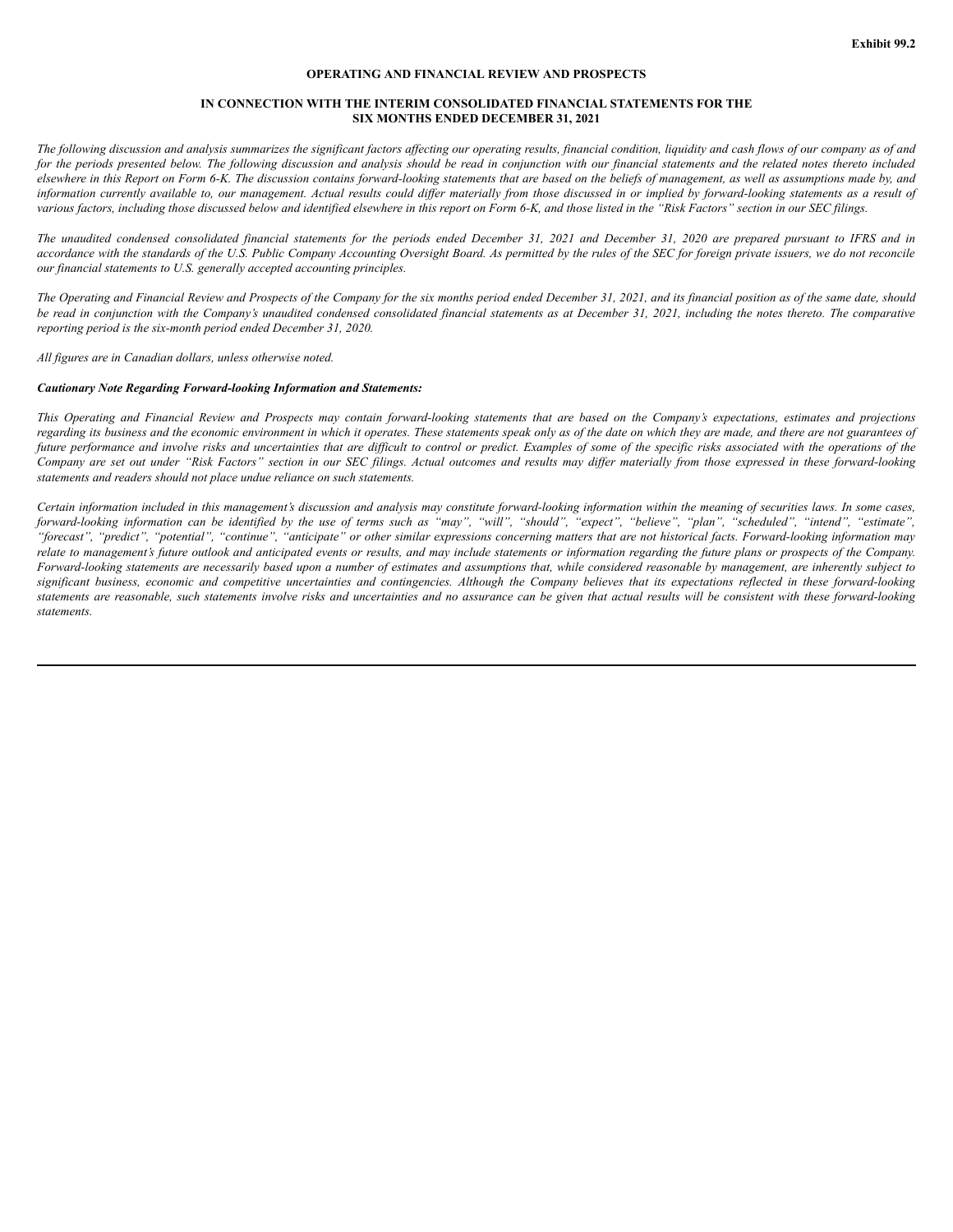**Exhibit 99.2**

**OPERATING AND FINANCIAL REVIEW AND PROSPECTS**

**IN CONNECTION WITH THE INTERIM CONSOLIDATED FINANCIAL STATEMENTS FOR THE SIX MONTHS ENDED DECEMBER 31, 2021**

*The following discussion and analysis summarizes the significant factors affecting our operating results, financial condition, liquidity and cash flows of our company as of and for the periods presented below. The following discussion and analysis should be read in conjunction with our financial statements and the related notes thereto included elsewhere in this Report on Form 6-K. The discussion contains forward-looking statements that are based on the beliefs of management, as well as assumptions made by, and information currently available to, our management. Actual results could differ materially from those discussed in or implied by forward-looking statements as a result of various factors, including those discussed below and identified elsewhere in this report on Form 6-K, and those listed in the "Risk Factors" section in our SEC filings.*

*The unaudited condensed consolidated financial statements for the periods ended December 31, 2021 and December 31, 2020 are prepared pursuant to IFRS and in accordance with the standards of the U.S. Public Company Accounting Oversight Board. As permitted by the rules of the SEC for foreign private issuers, we do not reconcile our financial statements to U.S. generally accepted accounting principles.*

*The Operating and Financial Review and Prospects of the Company for the six months period ended December 31, 2021, and its financial position as of the same date, should be read in conjunction with the Company's unaudited condensed consolidated financial statements as at December 31, 2021, including the notes thereto. The comparative reporting period is the six-month period ended December 31, 2020.*

*All figures are in Canadian dollars, unless otherwise noted.*

***Cautionary Note Regarding Forward-looking Information and Statements:***

*This Operating and Financial Review and Prospects may contain forward-looking statements that are based on the Company's expectations, estimates and projections regarding its business and the economic environment in which it operates. These statements speak only as of the date on which they are made, and there are not guarantees of future performance and involve risks and uncertainties that are difficult to control or predict. Examples of some of the specific risks associated with the operations of the Company are set out under "Risk Factors" section in our SEC filings. Actual outcomes and results may differ materially from those expressed in these forward-looking statements and readers should not place undue reliance on such statements.*

*Certain information included in this management's discussion and analysis may constitute forward-looking information within the meaning of securities laws. In some cases, forward-looking information can be identified by the use of terms such as "may", "will", "should", "expect", "believe", "plan", "scheduled", "intend", "estimate", "forecast", "predict", "potential", "continue", "anticipate" or other similar expressions concerning matters that are not historical facts. Forward-looking information may relate to management's future outlook and anticipated events or results, and may include statements or information regarding the future plans or prospects of the Company. Forward-looking statements are necessarily based upon a number of estimates and assumptions that, while considered reasonable by management, are inherently subject to significant business, economic and competitive uncertainties and contingencies. Although the Company believes that its expectations reflected in these forward-looking statements are reasonable, such statements involve risks and uncertainties and no assurance can be given that actual results will be consistent with these forward-looking statements.*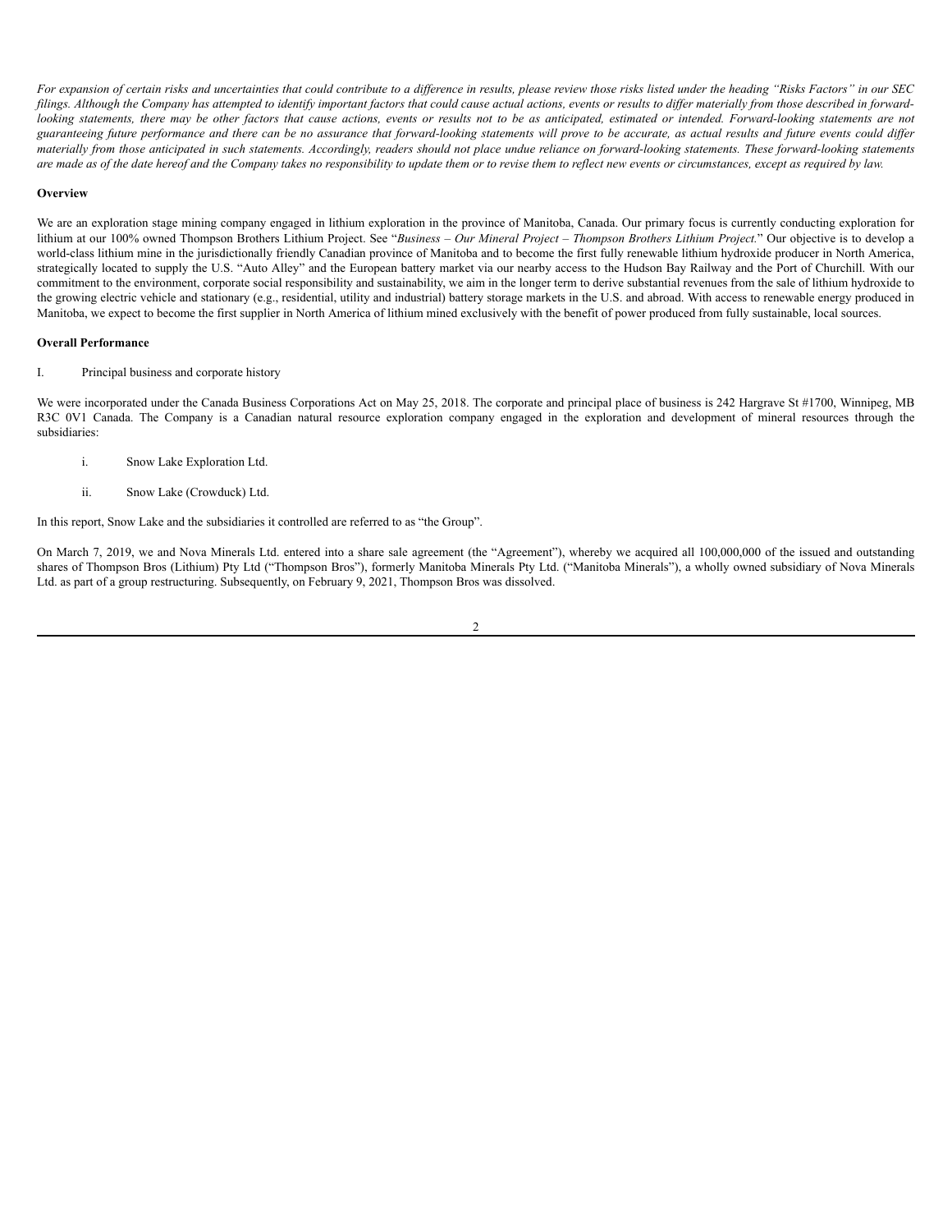*For expansion of certain risks and uncertainties that could contribute to a difference in results, please review those risks listed under the heading "Risks Factors" in our SEC filings. Although the Company has attempted to identify important factors that could cause actual actions, events or results to differ materially from those described in forward-looking statements, there may be other factors that cause actions, events or results not to be as anticipated, estimated or intended. Forward-looking statements are not guaranteeing future performance and there can be no assurance that forward-looking statements will prove to be accurate, as actual results and future events could differ materially from those anticipated in such statements. Accordingly, readers should not place undue reliance on forward-looking statements. These forward-looking statements are made as of the date hereof and the Company takes no responsibility to update them or to revise them to reflect new events or circumstances, except as required by law.*

**Overview**

We are an exploration stage mining company engaged in lithium exploration in the province of Manitoba, Canada. Our primary focus is currently conducting exploration for lithium at our 100% owned Thompson Brothers Lithium Project. See "*Business – Our Mineral Project – Thompson Brothers Lithium Project.*" Our objective is to develop a world-class lithium mine in the jurisdictionally friendly Canadian province of Manitoba and to become the first fully renewable lithium hydroxide producer in North America, strategically located to supply the U.S. "Auto Alley" and the European battery market via our nearby access to the Hudson Bay Railway and the Port of Churchill. With our commitment to the environment, corporate social responsibility and sustainability, we aim in the longer term to derive substantial revenues from the sale of lithium hydroxide to the growing electric vehicle and stationary (e.g., residential, utility and industrial) battery storage markets in the U.S. and abroad. With access to renewable energy produced in Manitoba, we expect to become the first supplier in North America of lithium mined exclusively with the benefit of power produced from fully sustainable, local sources.

**Overall Performance**

I. Principal business and corporate history

We were incorporated under the Canada Business Corporations Act on May 25, 2018. The corporate and principal place of business is 242 Hargrave St #1700, Winnipeg, MB R3C 0V1 Canada. The Company is a Canadian natural resource exploration company engaged in the exploration and development of mineral resources through the subsidiaries:

i. Snow Lake Exploration Ltd.

ii. Snow Lake (Crowduck) Ltd.

In this report, Snow Lake and the subsidiaries it controlled are referred to as "the Group".

On March 7, 2019, we and Nova Minerals Ltd. entered into a share sale agreement (the "Agreement"), whereby we acquired all 100,000,000 of the issued and outstanding shares of Thompson Bros (Lithium) Pty Ltd ("Thompson Bros"), formerly Manitoba Minerals Pty Ltd. ("Manitoba Minerals"), a wholly owned subsidiary of Nova Minerals Ltd. as part of a group restructuring. Subsequently, on February 9, 2021, Thompson Bros was dissolved.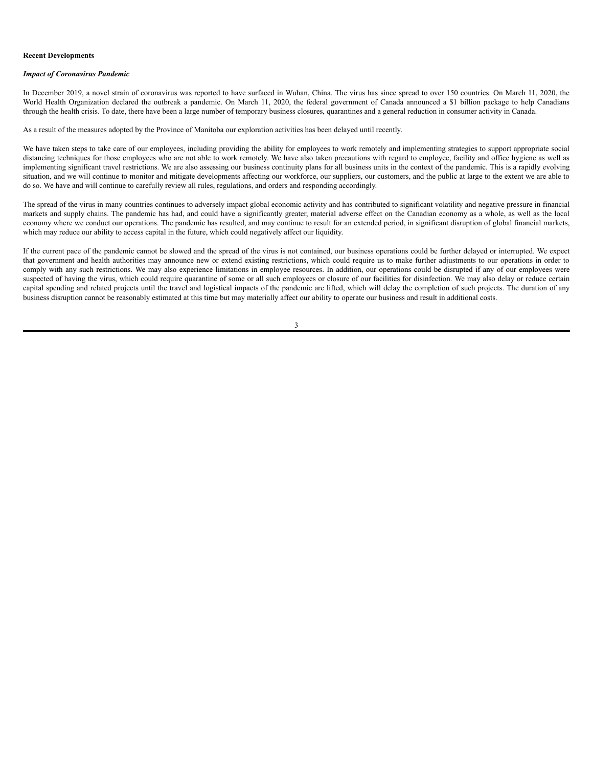**Recent Developments**

***Impact of Coronavirus Pandemic***

In December 2019, a novel strain of coronavirus was reported to have surfaced in Wuhan, China. The virus has since spread to over 150 countries. On March 11, 2020, the World Health Organization declared the outbreak a pandemic. On March 11, 2020, the federal government of Canada announced a $1 billion package to help Canadians through the health crisis. To date, there have been a large number of temporary business closures, quarantines and a general reduction in consumer activity in Canada.

As a result of the measures adopted by the Province of Manitoba our exploration activities has been delayed until recently.

We have taken steps to take care of our employees, including providing the ability for employees to work remotely and implementing strategies to support appropriate social distancing techniques for those employees who are not able to work remotely. We have also taken precautions with regard to employee, facility and office hygiene as well as implementing significant travel restrictions. We are also assessing our business continuity plans for all business units in the context of the pandemic. This is a rapidly evolving situation, and we will continue to monitor and mitigate developments affecting our workforce, our suppliers, our customers, and the public at large to the extent we are able to do so. We have and will continue to carefully review all rules, regulations, and orders and responding accordingly.

The spread of the virus in many countries continues to adversely impact global economic activity and has contributed to significant volatility and negative pressure in financial markets and supply chains. The pandemic has had, and could have a significantly greater, material adverse effect on the Canadian economy as a whole, as well as the local economy where we conduct our operations. The pandemic has resulted, and may continue to result for an extended period, in significant disruption of global financial markets, which may reduce our ability to access capital in the future, which could negatively affect our liquidity.

If the current pace of the pandemic cannot be slowed and the spread of the virus is not contained, our business operations could be further delayed or interrupted. We expect that government and health authorities may announce new or extend existing restrictions, which could require us to make further adjustments to our operations in order to comply with any such restrictions. We may also experience limitations in employee resources. In addition, our operations could be disrupted if any of our employees were suspected of having the virus, which could require quarantine of some or all such employees or closure of our facilities for disinfection. We may also delay or reduce certain capital spending and related projects until the travel and logistical impacts of the pandemic are lifted, which will delay the completion of such projects. The duration of any business disruption cannot be reasonably estimated at this time but may materially affect our ability to operate our business and result in additional costs.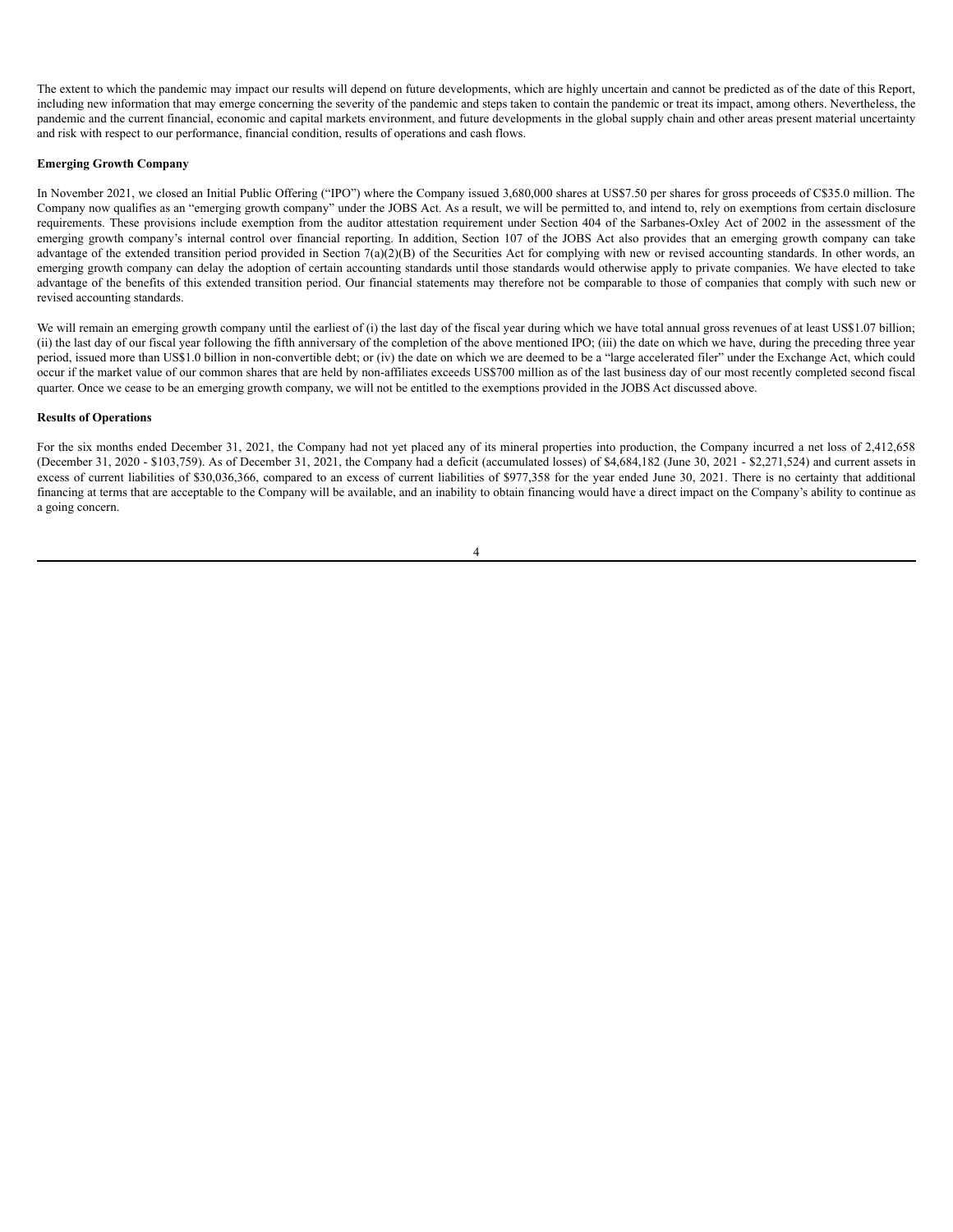The extent to which the pandemic may impact our results will depend on future developments, which are highly uncertain and cannot be predicted as of the date of this Report, including new information that may emerge concerning the severity of the pandemic and steps taken to contain the pandemic or treat its impact, among others. Nevertheless, the pandemic and the current financial, economic and capital markets environment, and future developments in the global supply chain and other areas present material uncertainty and risk with respect to our performance, financial condition, results of operations and cash flows.

**Emerging Growth Company**

In November 2021, we closed an Initial Public Offering ("IPO") where the Company issued 3,680,000 shares at US$7.50 per shares for gross proceeds of C$35.0 million. The Company now qualifies as an "emerging growth company" under the JOBS Act. As a result, we will be permitted to, and intend to, rely on exemptions from certain disclosure requirements. These provisions include exemption from the auditor attestation requirement under Section 404 of the Sarbanes-Oxley Act of 2002 in the assessment of the emerging growth company's internal control over financial reporting. In addition, Section 107 of the JOBS Act also provides that an emerging growth company can take advantage of the extended transition period provided in Section 7(a)(2)(B) of the Securities Act for complying with new or revised accounting standards. In other words, an emerging growth company can delay the adoption of certain accounting standards until those standards would otherwise apply to private companies. We have elected to take advantage of the benefits of this extended transition period. Our financial statements may therefore not be comparable to those of companies that comply with such new or revised accounting standards.

We will remain an emerging growth company until the earliest of (i) the last day of the fiscal year during which we have total annual gross revenues of at least US$1.07 billion; (ii) the last day of our fiscal year following the fifth anniversary of the completion of the above mentioned IPO; (iii) the date on which we have, during the preceding three year period, issued more than US$1.0 billion in non-convertible debt; or (iv) the date on which we are deemed to be a "large accelerated filer" under the Exchange Act, which could occur if the market value of our common shares that are held by non-affiliates exceeds US$700 million as of the last business day of our most recently completed second fiscal quarter. Once we cease to be an emerging growth company, we will not be entitled to the exemptions provided in the JOBS Act discussed above.

**Results of Operations**

For the six months ended December 31, 2021, the Company had not yet placed any of its mineral properties into production, the Company incurred a net loss of 2,412,658 (December 31, 2020 - $103,759). As of December 31, 2021, the Company had a deficit (accumulated losses) of $4,684,182 (June 30, 2021 - $2,271,524) and current assets in excess of current liabilities of $30,036,366, compared to an excess of current liabilities of $977,358 for the year ended June 30, 2021. There is no certainty that additional financing at terms that are acceptable to the Company will be available, and an inability to obtain financing would have a direct impact on the Company's ability to continue as a going concern.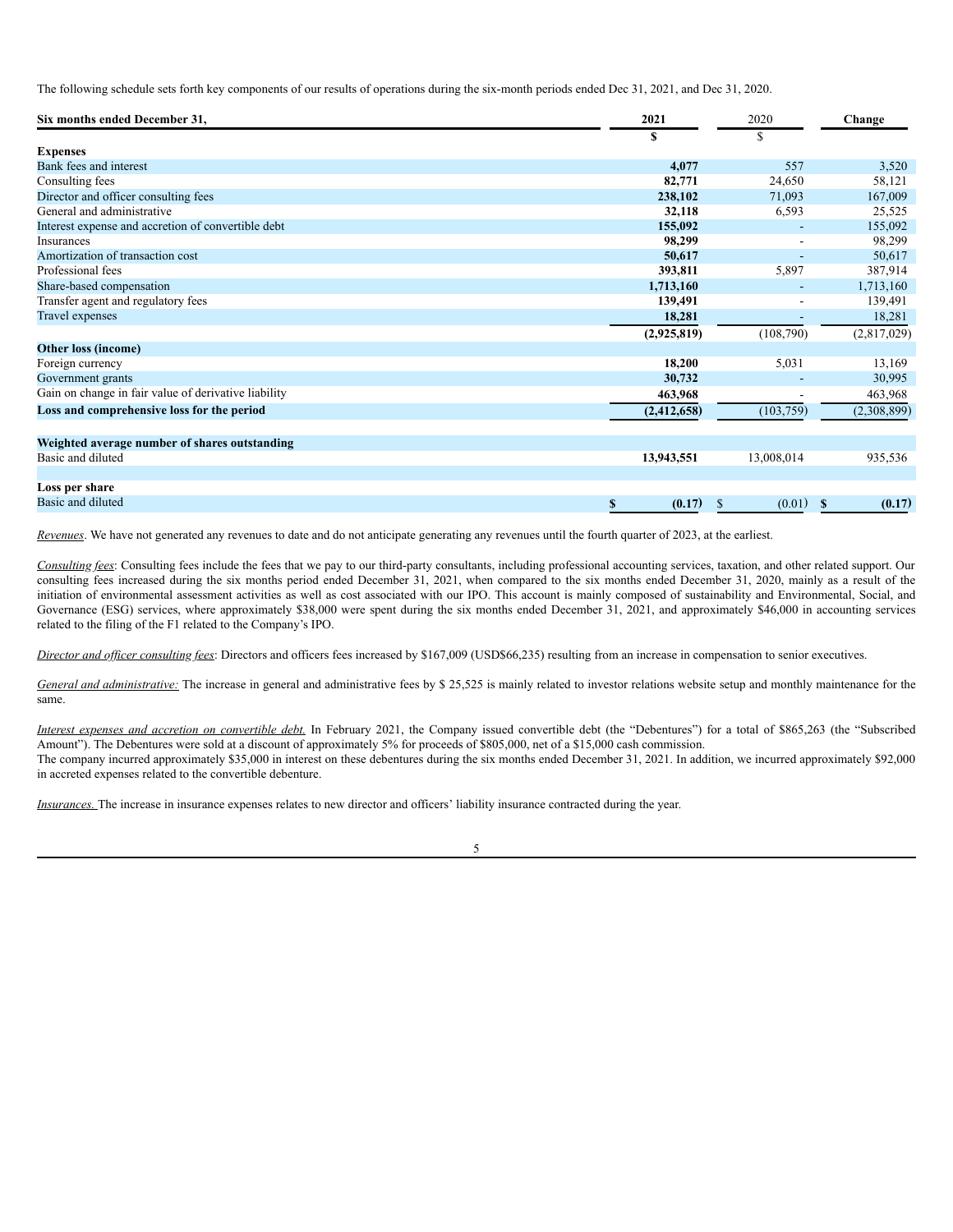The following schedule sets forth key components of our results of operations during the six-month periods ended Dec 31, 2021, and Dec 31, 2020.

| Six months ended December 31, | 2021 | 2020 | Change |
|---|---|---|---|
| | $ | $ | |
| **Expenses** | | | |
| Bank fees and interest | **4,077** | 557 | 3,520 |
| Consulting fees | **82,771** | 24,650 | 58,121 |
| Director and officer consulting fees | **238,102** | 71,093 | 167,009 |
| General and administrative | **32,118** | 6,593 | 25,525 |
| Interest expense and accretion of convertible debt | **155,092** | - | 155,092 |
| Insurances | **98,299** | - | 98,299 |
| Amortization of transaction cost | **50,617** | - | 50,617 |
| Professional fees | **393,811** | 5,897 | 387,914 |
| Share-based compensation | **1,713,160** | - | 1,713,160 |
| Transfer agent and regulatory fees | **139,491** | - | 139,491 |
| Travel expenses | **18,281** | - | 18,281 |
| | **(2,925,819)** | (108,790) | (2,817,029) |
| **Other loss (income)** | | | |
| Foreign currency | **18,200** | 5,031 | 13,169 |
| Government grants | **30,732** | - | 30,995 |
| Gain on change in fair value of derivative liability | **463,968** | - | 463,968 |
| **Loss and comprehensive loss for the period** | **(2,412,658)** | (103,759) | (2,308,899) |
| | | | |
| **Weighted average number of shares outstanding** | | | |
| Basic and diluted | **13,943,551** | 13,008,014 | 935,536 |
| | | | |
| **Loss per share** | | | |
| Basic and diluted | **$ (0.17)** | $ (0.01) | **$ (0.17)** |

*Revenues*. We have not generated any revenues to date and do not anticipate generating any revenues until the fourth quarter of 2023, at the earliest.

*Consulting fees*: Consulting fees include the fees that we pay to our third-party consultants, including professional accounting services, taxation, and other related support. Our consulting fees increased during the six months period ended December 31, 2021, when compared to the six months ended December 31, 2020, mainly as a result of the initiation of environmental assessment activities as well as cost associated with our IPO. This account is mainly composed of sustainability and Environmental, Social, and Governance (ESG) services, where approximately $38,000 were spent during the six months ended December 31, 2021, and approximately $46,000 in accounting services related to the filing of the F1 related to the Company's IPO.

*Director and officer consulting fees*: Directors and officers fees increased by $167,009 (USD$66,235) resulting from an increase in compensation to senior executives.

*General and administrative:* The increase in general and administrative fees by $ 25,525 is mainly related to investor relations website setup and monthly maintenance for the same.

*Interest expenses and accretion on convertible debt.* In February 2021, the Company issued convertible debt (the "Debentures") for a total of $865,263 (the "Subscribed Amount"). The Debentures were sold at a discount of approximately 5% for proceeds of $805,000, net of a $15,000 cash commission.
The company incurred approximately $35,000 in interest on these debentures during the six months ended December 31, 2021. In addition, we incurred approximately $92,000 in accreted expenses related to the convertible debenture.

*Insurances.* The increase in insurance expenses relates to new director and officers' liability insurance contracted during the year.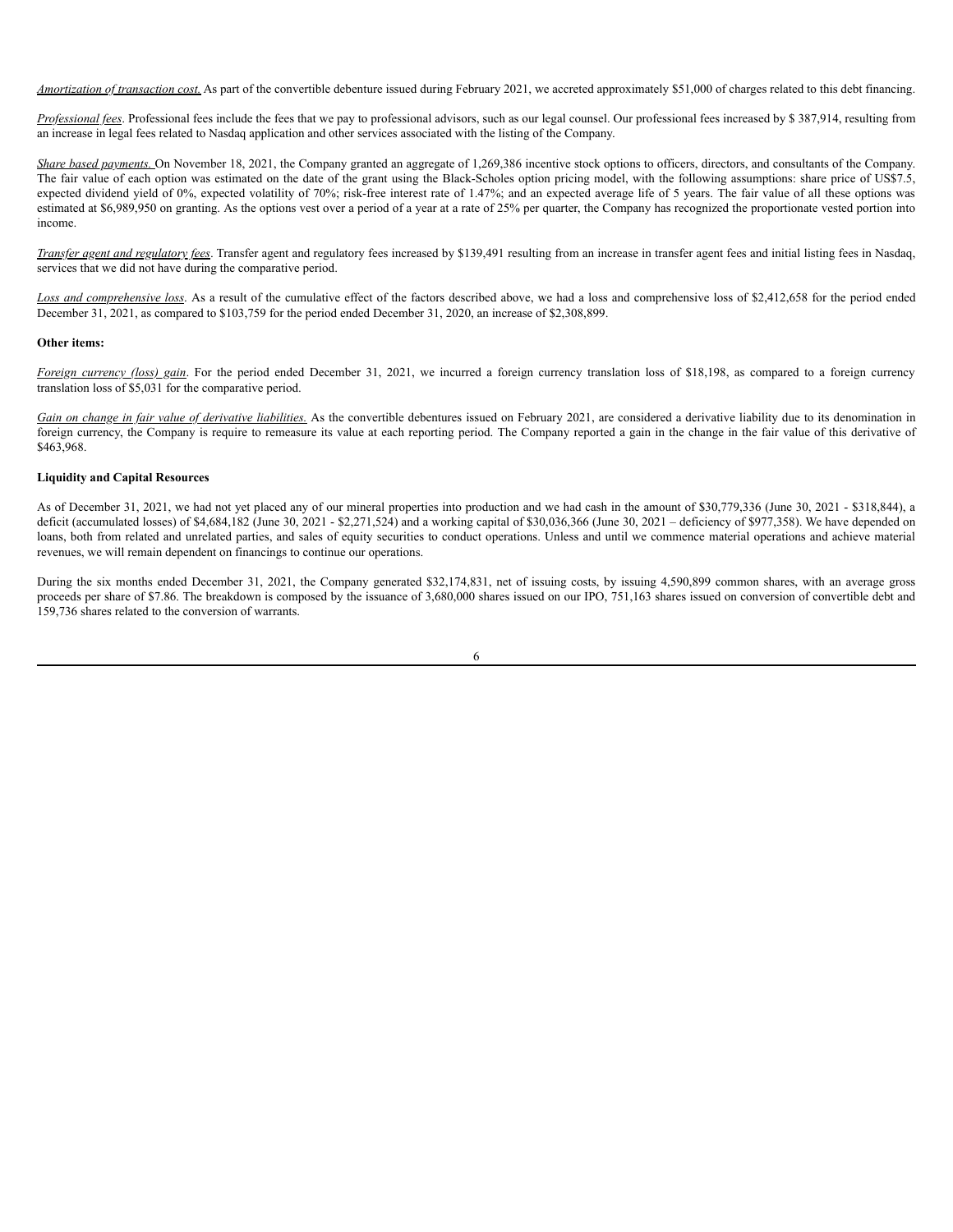*Amortization of transaction cost.* As part of the convertible debenture issued during February 2021, we accreted approximately $51,000 of charges related to this debt financing.

*Professional fees*. Professional fees include the fees that we pay to professional advisors, such as our legal counsel. Our professional fees increased by $ 387,914, resulting from an increase in legal fees related to Nasdaq application and other services associated with the listing of the Company.

*Share based payments.* On November 18, 2021, the Company granted an aggregate of 1,269,386 incentive stock options to officers, directors, and consultants of the Company. The fair value of each option was estimated on the date of the grant using the Black-Scholes option pricing model, with the following assumptions: share price of US$7.5, expected dividend yield of 0%, expected volatility of 70%; risk-free interest rate of 1.47%; and an expected average life of 5 years. The fair value of all these options was estimated at $6,989,950 on granting. As the options vest over a period of a year at a rate of 25% per quarter, the Company has recognized the proportionate vested portion into income.

*Transfer agent and regulatory fees*. Transfer agent and regulatory fees increased by $139,491 resulting from an increase in transfer agent fees and initial listing fees in Nasdaq, services that we did not have during the comparative period.

*Loss and comprehensive loss*. As a result of the cumulative effect of the factors described above, we had a loss and comprehensive loss of $2,412,658 for the period ended December 31, 2021, as compared to $103,759 for the period ended December 31, 2020, an increase of $2,308,899.

**Other items:**

*Foreign currency (loss) gain*. For the period ended December 31, 2021, we incurred a foreign currency translation loss of $18,198, as compared to a foreign currency translation loss of $5,031 for the comparative period.

*Gain on change in fair value of derivative liabilities.* As the convertible debentures issued on February 2021, are considered a derivative liability due to its denomination in foreign currency, the Company is require to remeasure its value at each reporting period. The Company reported a gain in the change in the fair value of this derivative of $463,968.

**Liquidity and Capital Resources**

As of December 31, 2021, we had not yet placed any of our mineral properties into production and we had cash in the amount of $30,779,336 (June 30, 2021 - $318,844), a deficit (accumulated losses) of $4,684,182 (June 30, 2021 - $2,271,524) and a working capital of $30,036,366 (June 30, 2021 – deficiency of $977,358). We have depended on loans, both from related and unrelated parties, and sales of equity securities to conduct operations. Unless and until we commence material operations and achieve material revenues, we will remain dependent on financings to continue our operations.

During the six months ended December 31, 2021, the Company generated $32,174,831, net of issuing costs, by issuing 4,590,899 common shares, with an average gross proceeds per share of $7.86. The breakdown is composed by the issuance of 3,680,000 shares issued on our IPO, 751,163 shares issued on conversion of convertible debt and 159,736 shares related to the conversion of warrants.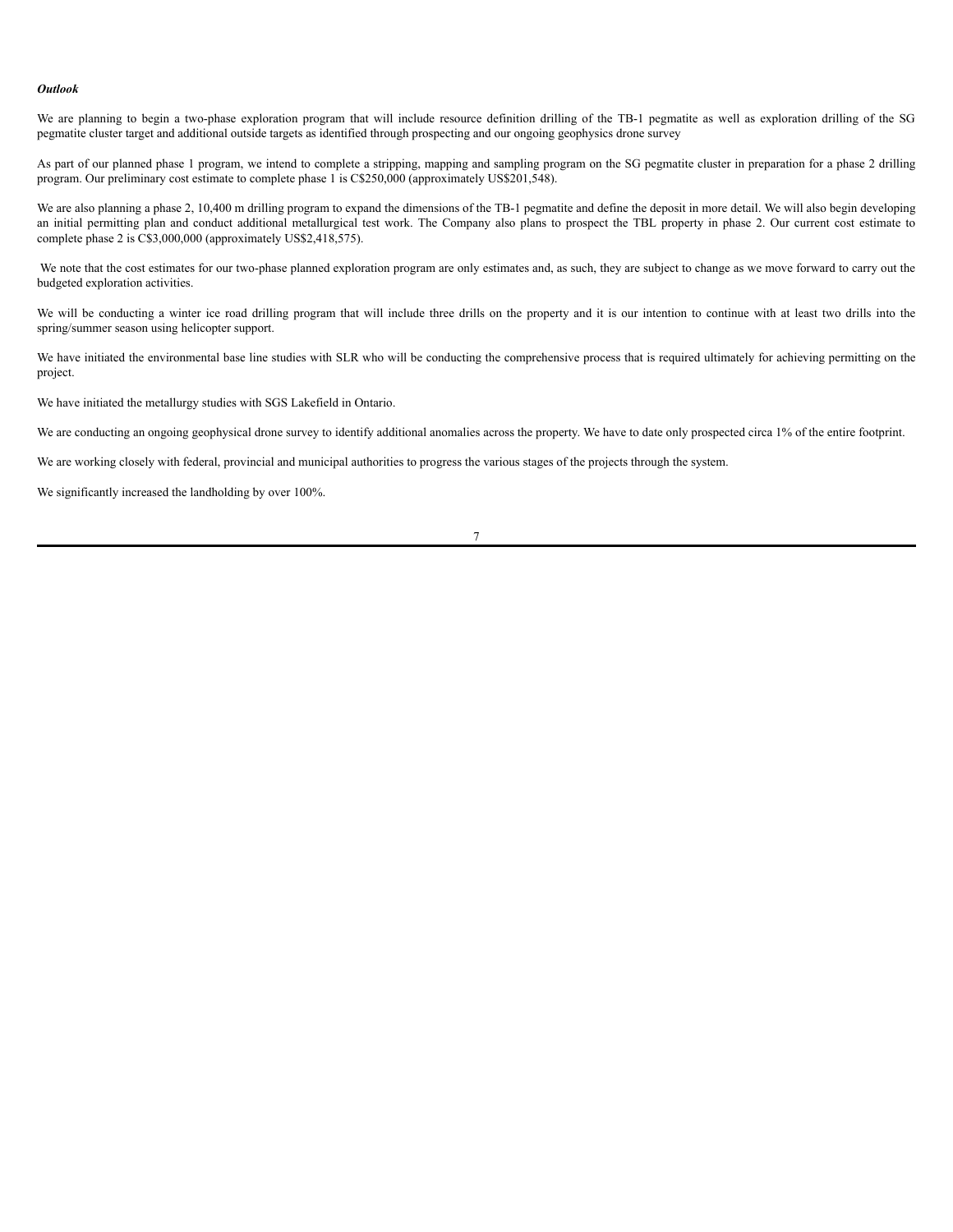***Outlook***

We are planning to begin a two-phase exploration program that will include resource definition drilling of the TB-1 pegmatite as well as exploration drilling of the SG pegmatite cluster target and additional outside targets as identified through prospecting and our ongoing geophysics drone survey

As part of our planned phase 1 program, we intend to complete a stripping, mapping and sampling program on the SG pegmatite cluster in preparation for a phase 2 drilling program. Our preliminary cost estimate to complete phase 1 is C$250,000 (approximately US$201,548).

We are also planning a phase 2, 10,400 m drilling program to expand the dimensions of the TB-1 pegmatite and define the deposit in more detail. We will also begin developing an initial permitting plan and conduct additional metallurgical test work. The Company also plans to prospect the TBL property in phase 2. Our current cost estimate to complete phase 2 is C$3,000,000 (approximately US$2,418,575).

We note that the cost estimates for our two-phase planned exploration program are only estimates and, as such, they are subject to change as we move forward to carry out the budgeted exploration activities.

We will be conducting a winter ice road drilling program that will include three drills on the property and it is our intention to continue with at least two drills into the spring/summer season using helicopter support.

We have initiated the environmental base line studies with SLR who will be conducting the comprehensive process that is required ultimately for achieving permitting on the project.

We have initiated the metallurgy studies with SGS Lakefield in Ontario.

We are conducting an ongoing geophysical drone survey to identify additional anomalies across the property. We have to date only prospected circa 1% of the entire footprint.

We are working closely with federal, provincial and municipal authorities to progress the various stages of the projects through the system.

We significantly increased the landholding by over 100%.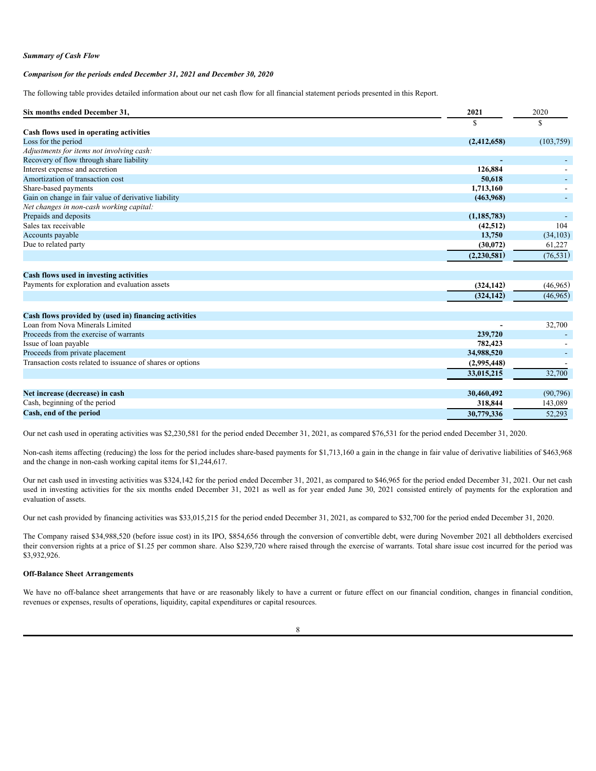***Summary of Cash Flow***

***Comparison for the periods ended December 31, 2021 and December 30, 2020***

The following table provides detailed information about our net cash flow for all financial statement periods presented in this Report.

| **Six months ended December 31,** | **2021** | 2020 |
|---|---|---|
| | $ | $ |
| **Cash flows used in operating activities** | | |
| Loss for the period | **(2,412,658)** | (103,759) |
| *Adjustments for items not involving cash:* | | |
| Recovery of flow through share liability | **-** | - |
| Interest expense and accretion | **126,884** | - |
| Amortization of transaction cost | **50,618** | - |
| Share-based payments | **1,713,160** | - |
| Gain on change in fair value of derivative liability | **(463,968)** | - |
| *Net changes in non-cash working capital:* | | |
| Prepaids and deposits | **(1,185,783)** | - |
| Sales tax receivable | **(42,512)** | 104 |
| Accounts payable | **13,750** | (34,103) |
| Due to related party | **(30,072)** | 61,227 |
| | **(2,230,581)** | (76,531) |
| **Cash flows used in investing activities** | | |
| Payments for exploration and evaluation assets | **(324,142)** | (46,965) |
| | **(324,142)** | (46,965) |
| **Cash flows provided by (used in) financing activities** | | |
| Loan from Nova Minerals Limited | **-** | 32,700 |
| Proceeds from the exercise of warrants | **239,720** | - |
| Issue of loan payable | **782,423** | - |
| Proceeds from private placement | **34,988,520** | - |
| Transaction costs related to issuance of shares or options | **(2,995,448)** | - |
| | **33,015,215** | 32,700 |
| **Net increase (decrease) in cash** | **30,460,492** | (90,796) |
| Cash, beginning of the period | **318,844** | 143,089 |
| **Cash, end of the period** | **30,779,336** | 52,293 |

Our net cash used in operating activities was $2,230,581 for the period ended December 31, 2021, as compared $76,531 for the period ended December 31, 2020.

Non-cash items affecting (reducing) the loss for the period includes share-based payments for $1,713,160 a gain in the change in fair value of derivative liabilities of $463,968 and the change in non-cash working capital items for $1,244,617.

Our net cash used in investing activities was $324,142 for the period ended December 31, 2021, as compared to $46,965 for the period ended December 31, 2021. Our net cash used in investing activities for the six months ended December 31, 2021 as well as for year ended June 30, 2021 consisted entirely of payments for the exploration and evaluation of assets.

Our net cash provided by financing activities was $33,015,215 for the period ended December 31, 2021, as compared to $32,700 for the period ended December 31, 2020.

The Company raised $34,988,520 (before issue cost) in its IPO, $854,656 through the conversion of convertible debt, were during November 2021 all debtholders exercised their conversion rights at a price of $1.25 per common share. Also $239,720 where raised through the exercise of warrants. Total share issue cost incurred for the period was $3,932,926.

**Off-Balance Sheet Arrangements**

We have no off-balance sheet arrangements that have or are reasonably likely to have a current or future effect on our financial condition, changes in financial condition, revenues or expenses, results of operations, liquidity, capital expenditures or capital resources.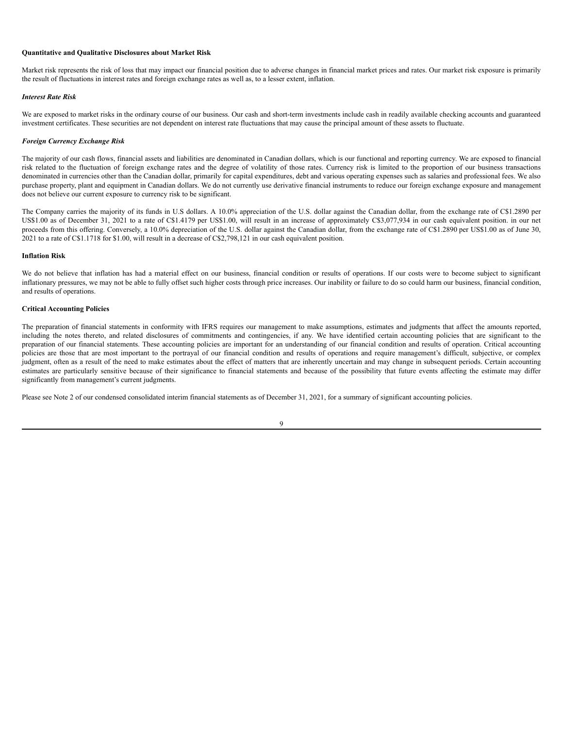**Quantitative and Qualitative Disclosures about Market Risk**

Market risk represents the risk of loss that may impact our financial position due to adverse changes in financial market prices and rates. Our market risk exposure is primarily the result of fluctuations in interest rates and foreign exchange rates as well as, to a lesser extent, inflation.

***Interest Rate Risk***

We are exposed to market risks in the ordinary course of our business. Our cash and short-term investments include cash in readily available checking accounts and guaranteed investment certificates. These securities are not dependent on interest rate fluctuations that may cause the principal amount of these assets to fluctuate.

***Foreign Currency Exchange Risk***

The majority of our cash flows, financial assets and liabilities are denominated in Canadian dollars, which is our functional and reporting currency. We are exposed to financial risk related to the fluctuation of foreign exchange rates and the degree of volatility of those rates. Currency risk is limited to the proportion of our business transactions denominated in currencies other than the Canadian dollar, primarily for capital expenditures, debt and various operating expenses such as salaries and professional fees. We also purchase property, plant and equipment in Canadian dollars. We do not currently use derivative financial instruments to reduce our foreign exchange exposure and management does not believe our current exposure to currency risk to be significant.

The Company carries the majority of its funds in U.S dollars. A 10.0% appreciation of the U.S. dollar against the Canadian dollar, from the exchange rate of C$1.2890 per US$1.00 as of December 31, 2021 to a rate of C$1.4179 per US$1.00, will result in an increase of approximately C$3,077,934 in our cash equivalent position. in our net proceeds from this offering. Conversely, a 10.0% depreciation of the U.S. dollar against the Canadian dollar, from the exchange rate of C$1.2890 per US$1.00 as of June 30, 2021 to a rate of C$1.1718 for $1.00, will result in a decrease of C$2,798,121 in our cash equivalent position.

**Inflation Risk**

We do not believe that inflation has had a material effect on our business, financial condition or results of operations. If our costs were to become subject to significant inflationary pressures, we may not be able to fully offset such higher costs through price increases. Our inability or failure to do so could harm our business, financial condition, and results of operations.

**Critical Accounting Policies**

The preparation of financial statements in conformity with IFRS requires our management to make assumptions, estimates and judgments that affect the amounts reported, including the notes thereto, and related disclosures of commitments and contingencies, if any. We have identified certain accounting policies that are significant to the preparation of our financial statements. These accounting policies are important for an understanding of our financial condition and results of operation. Critical accounting policies are those that are most important to the portrayal of our financial condition and results of operations and require management's difficult, subjective, or complex judgment, often as a result of the need to make estimates about the effect of matters that are inherently uncertain and may change in subsequent periods. Certain accounting estimates are particularly sensitive because of their significance to financial statements and because of the possibility that future events affecting the estimate may differ significantly from management's current judgments.

Please see Note 2 of our condensed consolidated interim financial statements as of December 31, 2021, for a summary of significant accounting policies.